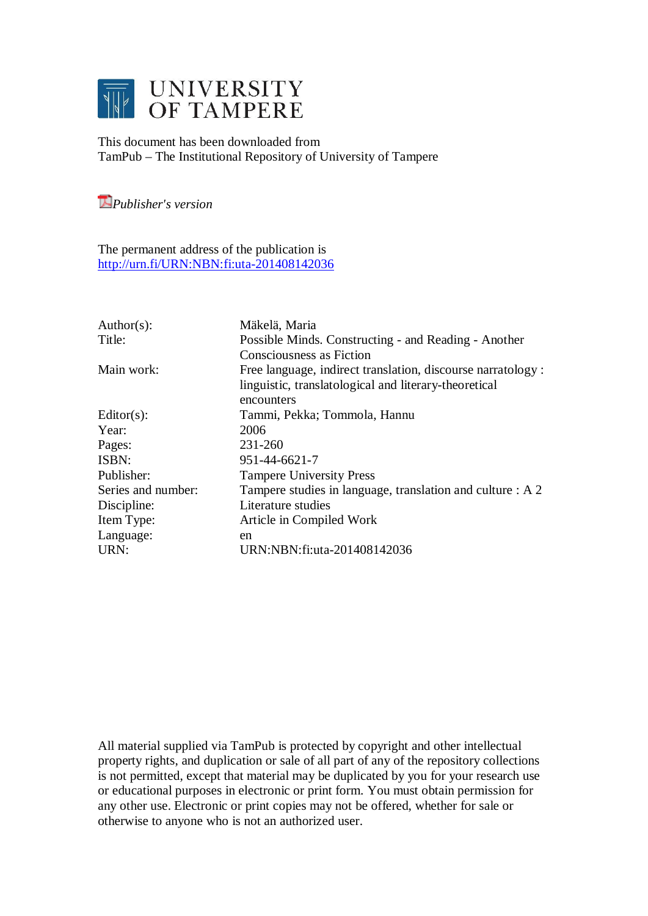# UNIVERSITY OF TAMPERE

This document has been downloaded from
TamPub – The Institutional Repository of University of Tampere

*Publisher's version*

The permanent address of the publication is
http://urn.fi/URN:NBN:fi:uta-201408142036

| | |
|---|---|
| Author(s): | Mäkelä, Maria |
| Title: | Possible Minds. Constructing - and Reading - Another Consciousness as Fiction |
| Main work: | Free language, indirect translation, discourse narratology : linguistic, translatological and literary-theoretical encounters |
| Editor(s): | Tammi, Pekka; Tommola, Hannu |
| Year: | 2006 |
| Pages: | 231-260 |
| ISBN: | 951-44-6621-7 |
| Publisher: | Tampere University Press |
| Series and number: | Tampere studies in language, translation and culture : A 2 |
| Discipline: | Literature studies |
| Item Type: | Article in Compiled Work |
| Language: | en |
| URN: | URN:NBN:fi:uta-201408142036 |

All material supplied via TamPub is protected by copyright and other intellectual property rights, and duplication or sale of all part of any of the repository collections is not permitted, except that material may be duplicated by you for your research use or educational purposes in electronic or print form. You must obtain permission for any other use. Electronic or print copies may not be offered, whether for sale or otherwise to anyone who is not an authorized user.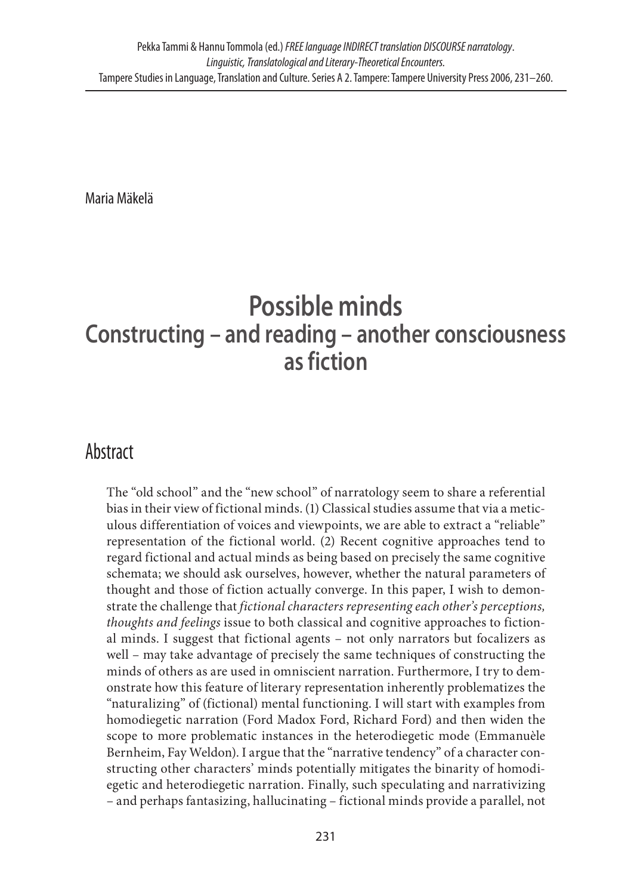Maria Mäkelä

# Possible minds
## Constructing – and reading – another consciousness as fiction

## Abstract

The "old school" and the "new school" of narratology seem to share a referential bias in their view of fictional minds. (1) Classical studies assume that via a meticulous differentiation of voices and viewpoints, we are able to extract a "reliable" representation of the fictional world. (2) Recent cognitive approaches tend to regard fictional and actual minds as being based on precisely the same cognitive schemata; we should ask ourselves, however, whether the natural parameters of thought and those of fiction actually converge. In this paper, I wish to demonstrate the challenge that *fictional characters representing each other's perceptions, thoughts and feelings* issue to both classical and cognitive approaches to fictional minds. I suggest that fictional agents – not only narrators but focalizers as well – may take advantage of precisely the same techniques of constructing the minds of others as are used in omniscient narration. Furthermore, I try to demonstrate how this feature of literary representation inherently problematizes the "naturalizing" of (fictional) mental functioning. I will start with examples from homodiegetic narration (Ford Madox Ford, Richard Ford) and then widen the scope to more problematic instances in the heterodiegetic mode (Emmanuèle Bernheim, Fay Weldon). I argue that the "narrative tendency" of a character constructing other characters' minds potentially mitigates the binarity of homodiegetic and heterodiegetic narration. Finally, such speculating and narrativizing – and perhaps fantasizing, hallucinating – fictional minds provide a parallel, not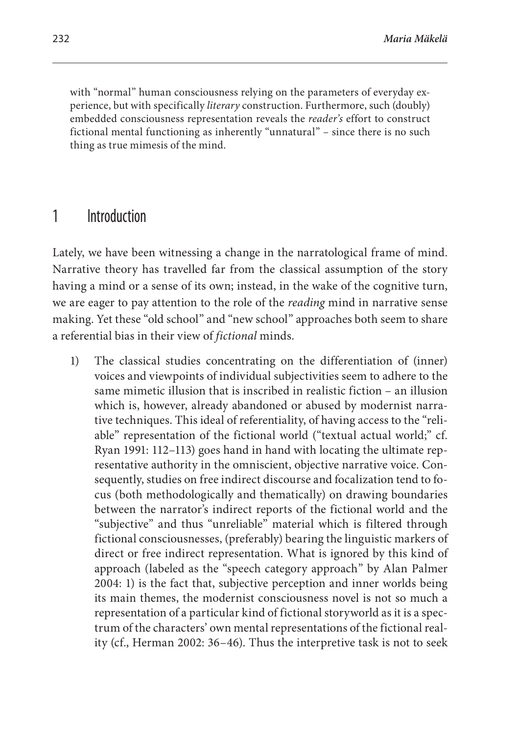with "normal" human consciousness relying on the parameters of everyday experience, but with specifically *literary* construction. Furthermore, such (doubly) embedded consciousness representation reveals the *reader's* effort to construct fictional mental functioning as inherently "unnatural" – since there is no such thing as true mimesis of the mind.

## 1 Introduction

Lately, we have been witnessing a change in the narratological frame of mind. Narrative theory has travelled far from the classical assumption of the story having a mind or a sense of its own; instead, in the wake of the cognitive turn, we are eager to pay attention to the role of the *reading* mind in narrative sense making. Yet these "old school" and "new school" approaches both seem to share a referential bias in their view of *fictional* minds.

1) The classical studies concentrating on the differentiation of (inner) voices and viewpoints of individual subjectivities seem to adhere to the same mimetic illusion that is inscribed in realistic fiction – an illusion which is, however, already abandoned or abused by modernist narrative techniques. This ideal of referentiality, of having access to the "reliable" representation of the fictional world ("textual actual world;" cf. Ryan 1991: 112–113) goes hand in hand with locating the ultimate representative authority in the omniscient, objective narrative voice. Consequently, studies on free indirect discourse and focalization tend to focus (both methodologically and thematically) on drawing boundaries between the narrator's indirect reports of the fictional world and the "subjective" and thus "unreliable" material which is filtered through fictional consciousnesses, (preferably) bearing the linguistic markers of direct or free indirect representation. What is ignored by this kind of approach (labeled as the "speech category approach" by Alan Palmer 2004: 1) is the fact that, subjective perception and inner worlds being its main themes, the modernist consciousness novel is not so much a representation of a particular kind of fictional storyworld as it is a spectrum of the characters' own mental representations of the fictional reality (cf., Herman 2002: 36–46). Thus the interpretive task is not to seek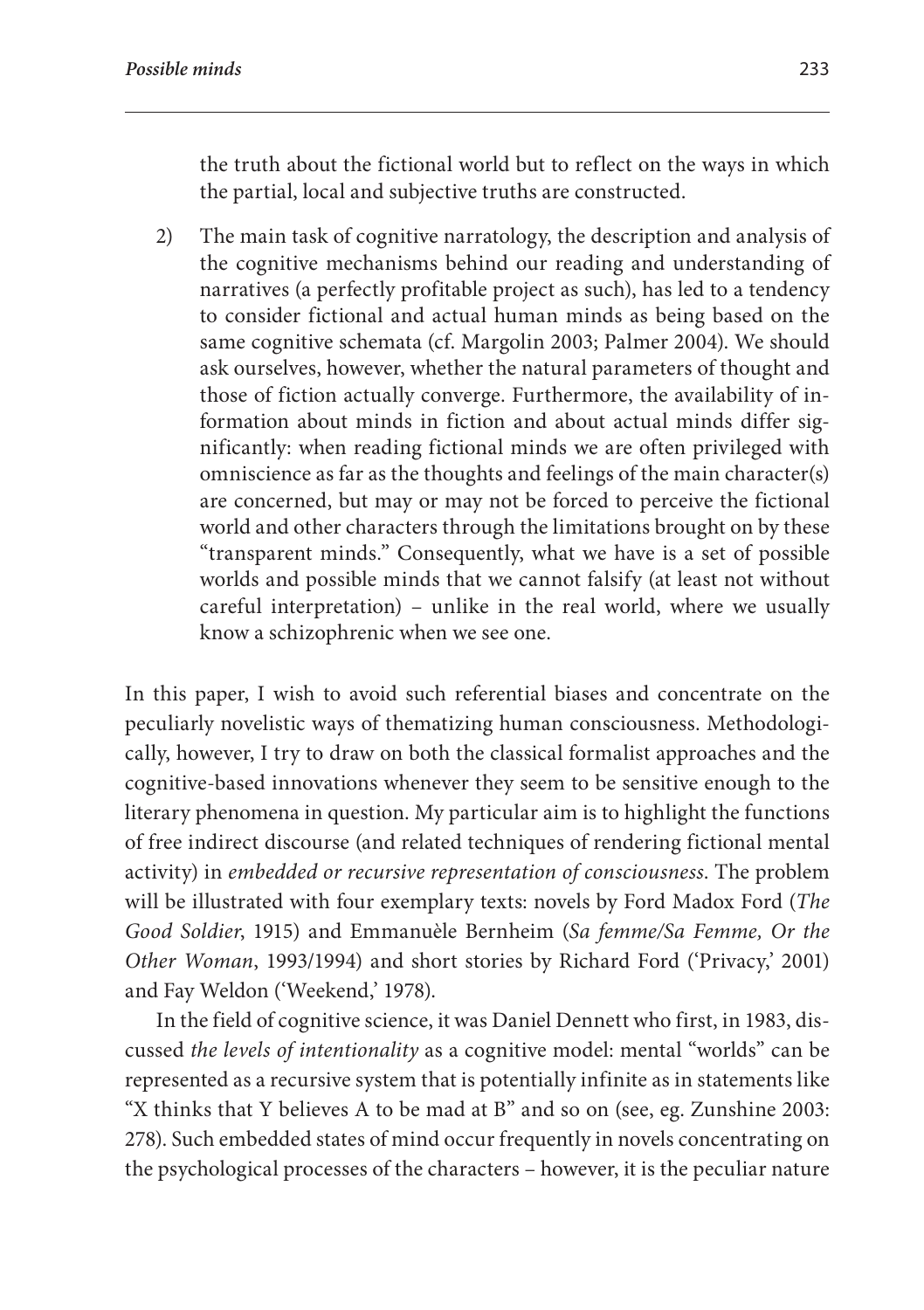the truth about the fictional world but to reflect on the ways in which the partial, local and subjective truths are constructed.

2) The main task of cognitive narratology, the description and analysis of the cognitive mechanisms behind our reading and understanding of narratives (a perfectly profitable project as such), has led to a tendency to consider fictional and actual human minds as being based on the same cognitive schemata (cf. Margolin 2003; Palmer 2004). We should ask ourselves, however, whether the natural parameters of thought and those of fiction actually converge. Furthermore, the availability of information about minds in fiction and about actual minds differ significantly: when reading fictional minds we are often privileged with omniscience as far as the thoughts and feelings of the main character(s) are concerned, but may or may not be forced to perceive the fictional world and other characters through the limitations brought on by these "transparent minds." Consequently, what we have is a set of possible worlds and possible minds that we cannot falsify (at least not without careful interpretation) – unlike in the real world, where we usually know a schizophrenic when we see one.

In this paper, I wish to avoid such referential biases and concentrate on the peculiarly novelistic ways of thematizing human consciousness. Methodologically, however, I try to draw on both the classical formalist approaches and the cognitive-based innovations whenever they seem to be sensitive enough to the literary phenomena in question. My particular aim is to highlight the functions of free indirect discourse (and related techniques of rendering fictional mental activity) in *embedded or recursive representation of consciousness*. The problem will be illustrated with four exemplary texts: novels by Ford Madox Ford (*The Good Soldier*, 1915) and Emmanuèle Bernheim (*Sa femme/Sa Femme, Or the Other Woman*, 1993/1994) and short stories by Richard Ford ('Privacy,' 2001) and Fay Weldon ('Weekend,' 1978).

In the field of cognitive science, it was Daniel Dennett who first, in 1983, discussed *the levels of intentionality* as a cognitive model: mental "worlds" can be represented as a recursive system that is potentially infinite as in statements like "X thinks that Y believes A to be mad at B" and so on (see, eg. Zunshine 2003: 278). Such embedded states of mind occur frequently in novels concentrating on the psychological processes of the characters – however, it is the peculiar nature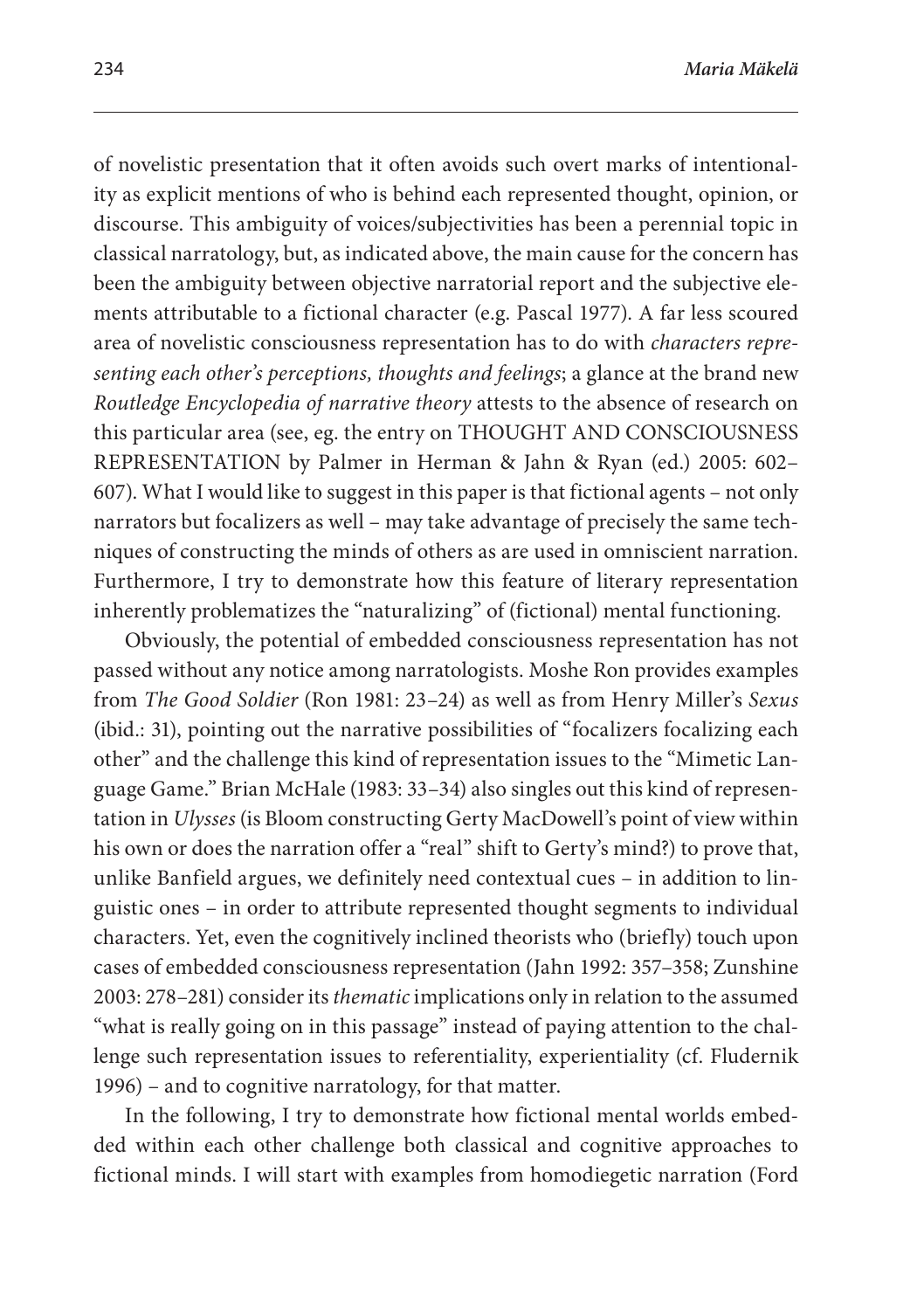of novelistic presentation that it often avoids such overt marks of intentionality as explicit mentions of who is behind each represented thought, opinion, or discourse. This ambiguity of voices/subjectivities has been a perennial topic in classical narratology, but, as indicated above, the main cause for the concern has been the ambiguity between objective narratorial report and the subjective elements attributable to a fictional character (e.g. Pascal 1977). A far less scoured area of novelistic consciousness representation has to do with *characters representing each other's perceptions, thoughts and feelings*; a glance at the brand new *Routledge Encyclopedia of narrative theory* attests to the absence of research on this particular area (see, eg. the entry on THOUGHT AND CONSCIOUSNESS REPRESENTATION by Palmer in Herman & Jahn & Ryan (ed.) 2005: 602–607). What I would like to suggest in this paper is that fictional agents – not only narrators but focalizers as well – may take advantage of precisely the same techniques of constructing the minds of others as are used in omniscient narration. Furthermore, I try to demonstrate how this feature of literary representation inherently problematizes the "naturalizing" of (fictional) mental functioning.

Obviously, the potential of embedded consciousness representation has not passed without any notice among narratologists. Moshe Ron provides examples from *The Good Soldier* (Ron 1981: 23–24) as well as from Henry Miller's *Sexus* (ibid.: 31), pointing out the narrative possibilities of "focalizers focalizing each other" and the challenge this kind of representation issues to the "Mimetic Language Game." Brian McHale (1983: 33–34) also singles out this kind of representation in *Ulysses* (is Bloom constructing Gerty MacDowell's point of view within his own or does the narration offer a "real" shift to Gerty's mind?) to prove that, unlike Banfield argues, we definitely need contextual cues – in addition to linguistic ones – in order to attribute represented thought segments to individual characters. Yet, even the cognitively inclined theorists who (briefly) touch upon cases of embedded consciousness representation (Jahn 1992: 357–358; Zunshine 2003: 278–281) consider its *thematic* implications only in relation to the assumed "what is really going on in this passage" instead of paying attention to the challenge such representation issues to referentiality, experientiality (cf. Fludernik 1996) – and to cognitive narratology, for that matter.

In the following, I try to demonstrate how fictional mental worlds embedded within each other challenge both classical and cognitive approaches to fictional minds. I will start with examples from homodiegetic narration (Ford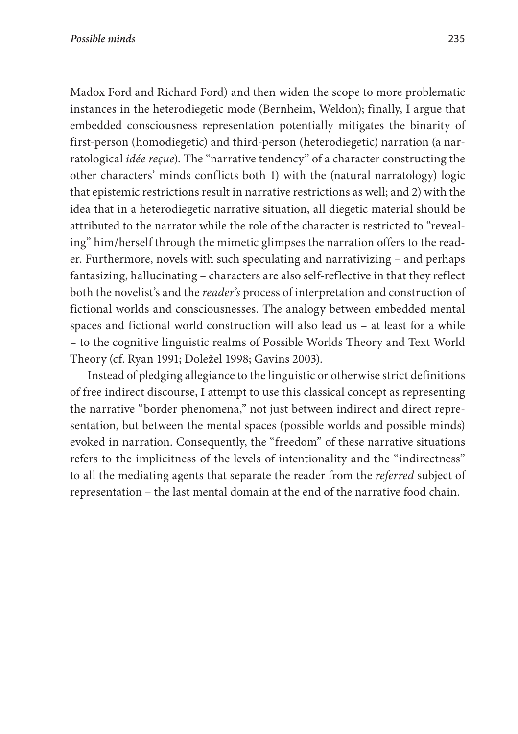Madox Ford and Richard Ford) and then widen the scope to more problematic instances in the heterodiegetic mode (Bernheim, Weldon); finally, I argue that embedded consciousness representation potentially mitigates the binarity of first-person (homodiegetic) and third-person (heterodiegetic) narration (a narratological *idée reçue*). The "narrative tendency" of a character constructing the other characters' minds conflicts both 1) with the (natural narratology) logic that epistemic restrictions result in narrative restrictions as well; and 2) with the idea that in a heterodiegetic narrative situation, all diegetic material should be attributed to the narrator while the role of the character is restricted to "revealing" him/herself through the mimetic glimpses the narration offers to the reader. Furthermore, novels with such speculating and narrativizing – and perhaps fantasizing, hallucinating – characters are also self-reflective in that they reflect both the novelist's and the *reader's* process of interpretation and construction of fictional worlds and consciousnesses. The analogy between embedded mental spaces and fictional world construction will also lead us – at least for a while – to the cognitive linguistic realms of Possible Worlds Theory and Text World Theory (cf. Ryan 1991; Doležel 1998; Gavins 2003).

Instead of pledging allegiance to the linguistic or otherwise strict definitions of free indirect discourse, I attempt to use this classical concept as representing the narrative "border phenomena," not just between indirect and direct representation, but between the mental spaces (possible worlds and possible minds) evoked in narration. Consequently, the "freedom" of these narrative situations refers to the implicitness of the levels of intentionality and the "indirectness" to all the mediating agents that separate the reader from the *referred* subject of representation – the last mental domain at the end of the narrative food chain.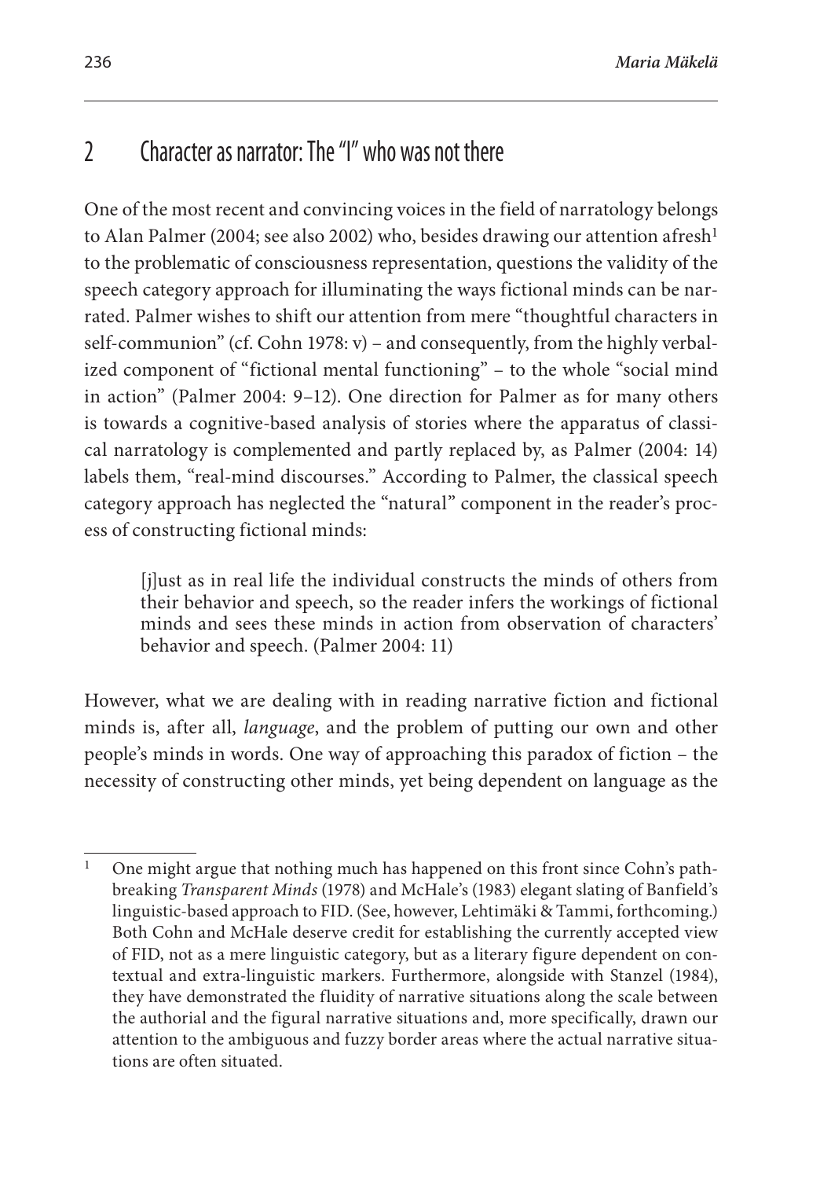## 2 Character as narrator: The "I" who was not there

One of the most recent and convincing voices in the field of narratology belongs to Alan Palmer (2004; see also 2002) who, besides drawing our attention afresh[1] to the problematic of consciousness representation, questions the validity of the speech category approach for illuminating the ways fictional minds can be narrated. Palmer wishes to shift our attention from mere "thoughtful characters in self-communion" (cf. Cohn 1978: v) – and consequently, from the highly verbalized component of "fictional mental functioning" – to the whole "social mind in action" (Palmer 2004: 9–12). One direction for Palmer as for many others is towards a cognitive-based analysis of stories where the apparatus of classical narratology is complemented and partly replaced by, as Palmer (2004: 14) labels them, "real-mind discourses." According to Palmer, the classical speech category approach has neglected the "natural" component in the reader's process of constructing fictional minds:

> [j]ust as in real life the individual constructs the minds of others from their behavior and speech, so the reader infers the workings of fictional minds and sees these minds in action from observation of characters' behavior and speech. (Palmer 2004: 11)

However, what we are dealing with in reading narrative fiction and fictional minds is, after all, *language*, and the problem of putting our own and other people's minds in words. One way of approaching this paradox of fiction – the necessity of constructing other minds, yet being dependent on language as the

---

[1] One might argue that nothing much has happened on this front since Cohn's pathbreaking *Transparent Minds* (1978) and McHale's (1983) elegant slating of Banfield's linguistic-based approach to FID. (See, however, Lehtimäki & Tammi, forthcoming.) Both Cohn and McHale deserve credit for establishing the currently accepted view of FID, not as a mere linguistic category, but as a literary figure dependent on contextual and extra-linguistic markers. Furthermore, alongside with Stanzel (1984), they have demonstrated the fluidity of narrative situations along the scale between the authorial and the figural narrative situations and, more specifically, drawn our attention to the ambiguous and fuzzy border areas where the actual narrative situations are often situated.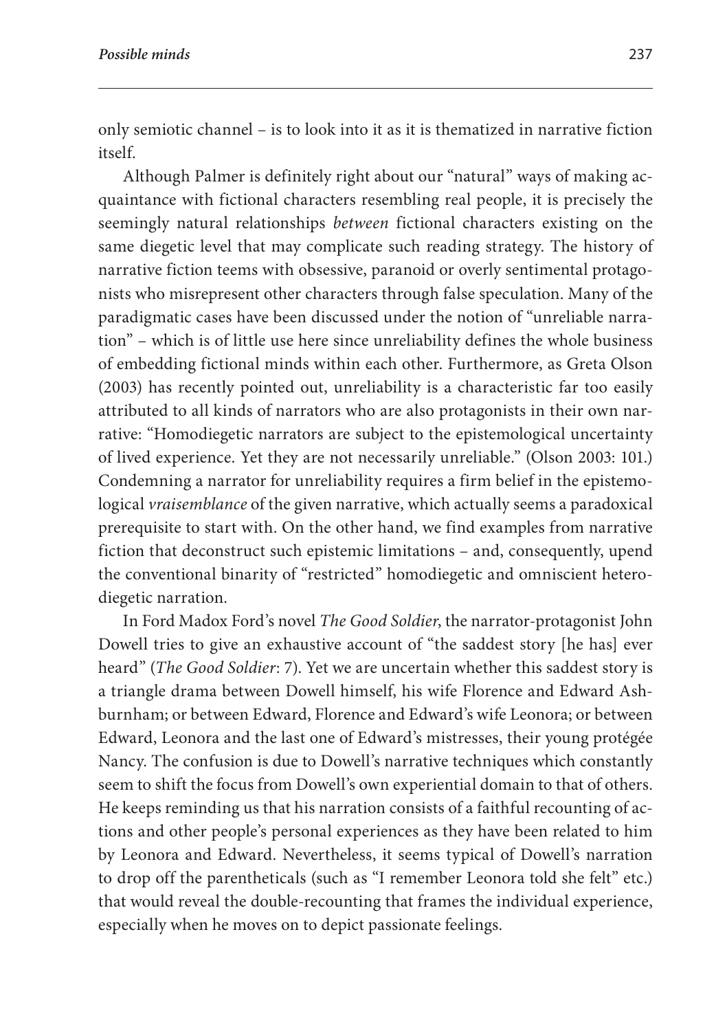only semiotic channel – is to look into it as it is thematized in narrative fiction itself.

Although Palmer is definitely right about our "natural" ways of making acquaintance with fictional characters resembling real people, it is precisely the seemingly natural relationships *between* fictional characters existing on the same diegetic level that may complicate such reading strategy. The history of narrative fiction teems with obsessive, paranoid or overly sentimental protagonists who misrepresent other characters through false speculation. Many of the paradigmatic cases have been discussed under the notion of "unreliable narration" – which is of little use here since unreliability defines the whole business of embedding fictional minds within each other. Furthermore, as Greta Olson (2003) has recently pointed out, unreliability is a characteristic far too easily attributed to all kinds of narrators who are also protagonists in their own narrative: "Homodiegetic narrators are subject to the epistemological uncertainty of lived experience. Yet they are not necessarily unreliable." (Olson 2003: 101.) Condemning a narrator for unreliability requires a firm belief in the epistemological *vraisemblance* of the given narrative, which actually seems a paradoxical prerequisite to start with. On the other hand, we find examples from narrative fiction that deconstruct such epistemic limitations – and, consequently, upend the conventional binarity of "restricted" homodiegetic and omniscient heterodiegetic narration.

In Ford Madox Ford's novel *The Good Soldier*, the narrator-protagonist John Dowell tries to give an exhaustive account of "the saddest story [he has] ever heard" (*The Good Soldier*: 7). Yet we are uncertain whether this saddest story is a triangle drama between Dowell himself, his wife Florence and Edward Ashburnham; or between Edward, Florence and Edward's wife Leonora; or between Edward, Leonora and the last one of Edward's mistresses, their young protégée Nancy. The confusion is due to Dowell's narrative techniques which constantly seem to shift the focus from Dowell's own experiential domain to that of others. He keeps reminding us that his narration consists of a faithful recounting of actions and other people's personal experiences as they have been related to him by Leonora and Edward. Nevertheless, it seems typical of Dowell's narration to drop off the parentheticals (such as "I remember Leonora told she felt" etc.) that would reveal the double-recounting that frames the individual experience, especially when he moves on to depict passionate feelings.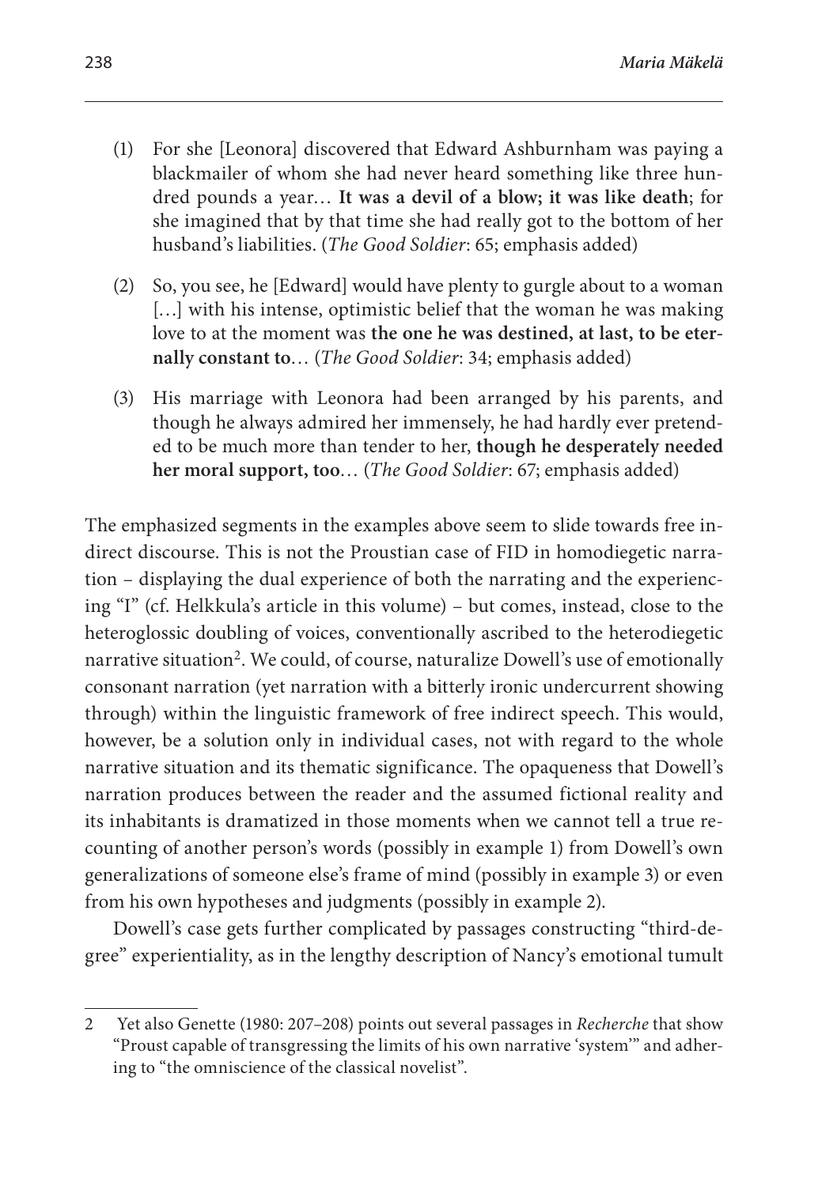(1) For she [Leonora] discovered that Edward Ashburnham was paying a blackmailer of whom she had never heard something like three hundred pounds a year… **It was a devil of a blow; it was like death**; for she imagined that by that time she had really got to the bottom of her husband's liabilities. (*The Good Soldier*: 65; emphasis added)

(2) So, you see, he [Edward] would have plenty to gurgle about to a woman […] with his intense, optimistic belief that the woman he was making love to at the moment was **the one he was destined, at last, to be eternally constant to**… (*The Good Soldier*: 34; emphasis added)

(3) His marriage with Leonora had been arranged by his parents, and though he always admired her immensely, he had hardly ever pretended to be much more than tender to her, **though he desperately needed her moral support, too**… (*The Good Soldier*: 67; emphasis added)

The emphasized segments in the examples above seem to slide towards free indirect discourse. This is not the Proustian case of FID in homodiegetic narration – displaying the dual experience of both the narrating and the experiencing "I" (cf. Helkkula's article in this volume) – but comes, instead, close to the heteroglossic doubling of voices, conventionally ascribed to the heterodiegetic narrative situation[2]. We could, of course, naturalize Dowell's use of emotionally consonant narration (yet narration with a bitterly ironic undercurrent showing through) within the linguistic framework of free indirect speech. This would, however, be a solution only in individual cases, not with regard to the whole narrative situation and its thematic significance. The opaqueness that Dowell's narration produces between the reader and the assumed fictional reality and its inhabitants is dramatized in those moments when we cannot tell a true recounting of another person's words (possibly in example 1) from Dowell's own generalizations of someone else's frame of mind (possibly in example 3) or even from his own hypotheses and judgments (possibly in example 2).

Dowell's case gets further complicated by passages constructing "third-degree" experientiality, as in the lengthy description of Nancy's emotional tumult

---

2 Yet also Genette (1980: 207–208) points out several passages in *Recherche* that show "Proust capable of transgressing the limits of his own narrative 'system'" and adhering to "the omniscience of the classical novelist".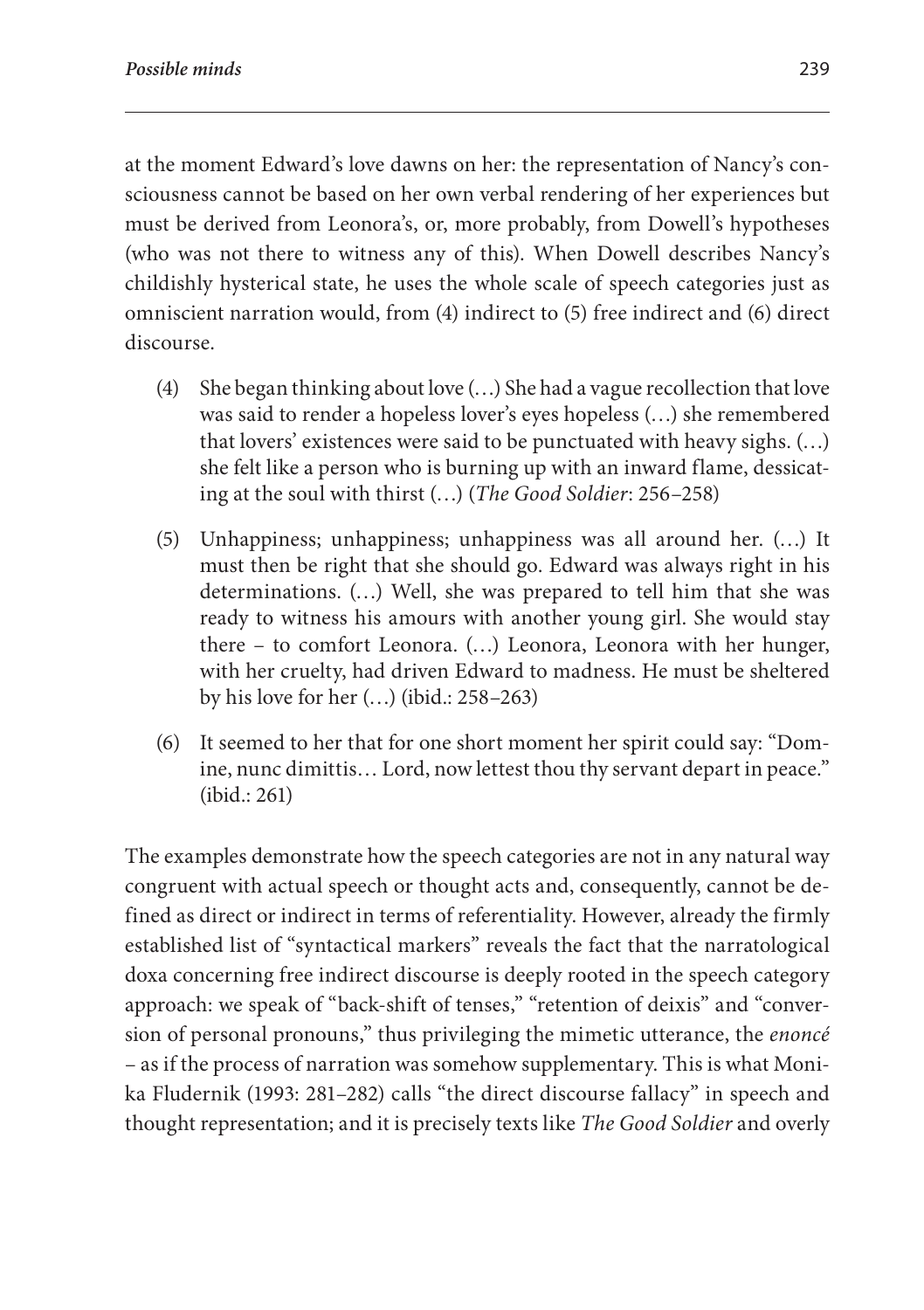at the moment Edward's love dawns on her: the representation of Nancy's consciousness cannot be based on her own verbal rendering of her experiences but must be derived from Leonora's, or, more probably, from Dowell's hypotheses (who was not there to witness any of this). When Dowell describes Nancy's childishly hysterical state, he uses the whole scale of speech categories just as omniscient narration would, from (4) indirect to (5) free indirect and (6) direct discourse.

(4) She began thinking about love (…) She had a vague recollection that love was said to render a hopeless lover's eyes hopeless (…) she remembered that lovers' existences were said to be punctuated with heavy sighs. (…) she felt like a person who is burning up with an inward flame, dessicating at the soul with thirst (…) (*The Good Soldier*: 256–258)

(5) Unhappiness; unhappiness; unhappiness was all around her. (…) It must then be right that she should go. Edward was always right in his determinations. (…) Well, she was prepared to tell him that she was ready to witness his amours with another young girl. She would stay there – to comfort Leonora. (…) Leonora, Leonora with her hunger, with her cruelty, had driven Edward to madness. He must be sheltered by his love for her (…) (ibid.: 258–263)

(6) It seemed to her that for one short moment her spirit could say: "Domine, nunc dimittis… Lord, now lettest thou thy servant depart in peace." (ibid.: 261)

The examples demonstrate how the speech categories are not in any natural way congruent with actual speech or thought acts and, consequently, cannot be defined as direct or indirect in terms of referentiality. However, already the firmly established list of "syntactical markers" reveals the fact that the narratological doxa concerning free indirect discourse is deeply rooted in the speech category approach: we speak of "back-shift of tenses," "retention of deixis" and "conversion of personal pronouns," thus privileging the mimetic utterance, the *enoncé* – as if the process of narration was somehow supplementary. This is what Monika Fludernik (1993: 281–282) calls "the direct discourse fallacy" in speech and thought representation; and it is precisely texts like *The Good Soldier* and overly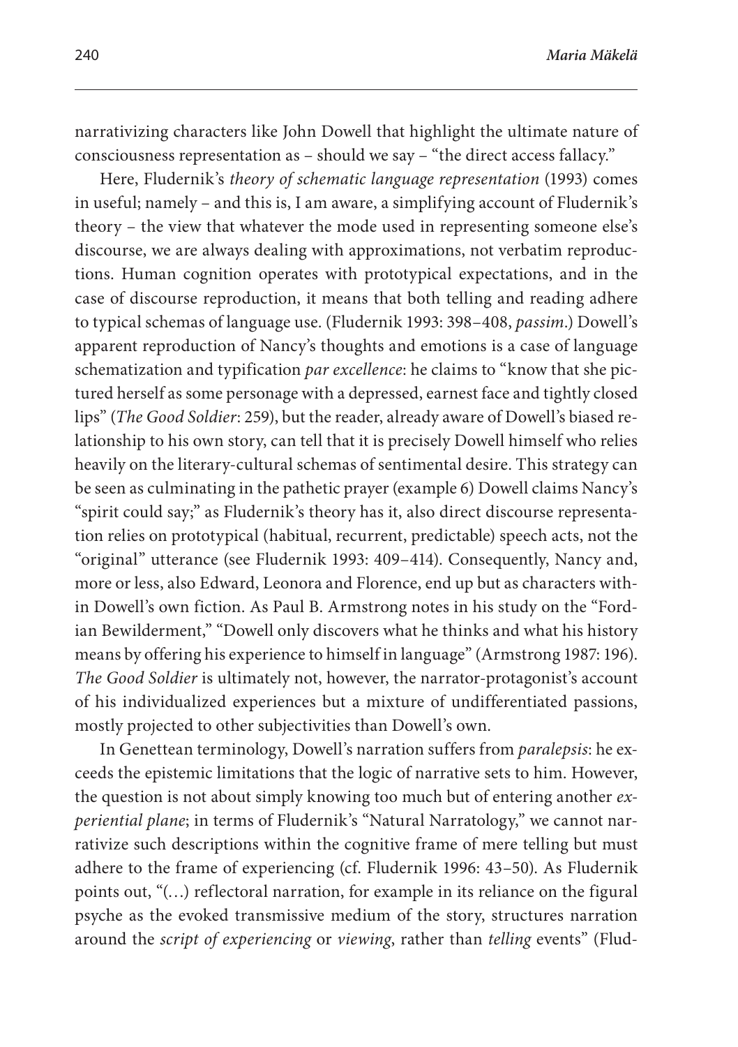narrativizing characters like John Dowell that highlight the ultimate nature of consciousness representation as – should we say – "the direct access fallacy."

Here, Fludernik's *theory of schematic language representation* (1993) comes in useful; namely – and this is, I am aware, a simplifying account of Fludernik's theory – the view that whatever the mode used in representing someone else's discourse, we are always dealing with approximations, not verbatim reproductions. Human cognition operates with prototypical expectations, and in the case of discourse reproduction, it means that both telling and reading adhere to typical schemas of language use. (Fludernik 1993: 398–408, *passim*.) Dowell's apparent reproduction of Nancy's thoughts and emotions is a case of language schematization and typification *par excellence*: he claims to "know that she pictured herself as some personage with a depressed, earnest face and tightly closed lips" (*The Good Soldier*: 259), but the reader, already aware of Dowell's biased relationship to his own story, can tell that it is precisely Dowell himself who relies heavily on the literary-cultural schemas of sentimental desire. This strategy can be seen as culminating in the pathetic prayer (example 6) Dowell claims Nancy's "spirit could say;" as Fludernik's theory has it, also direct discourse representation relies on prototypical (habitual, recurrent, predictable) speech acts, not the "original" utterance (see Fludernik 1993: 409–414). Consequently, Nancy and, more or less, also Edward, Leonora and Florence, end up but as characters within Dowell's own fiction. As Paul B. Armstrong notes in his study on the "Fordian Bewilderment," "Dowell only discovers what he thinks and what his history means by offering his experience to himself in language" (Armstrong 1987: 196). *The Good Soldier* is ultimately not, however, the narrator-protagonist's account of his individualized experiences but a mixture of undifferentiated passions, mostly projected to other subjectivities than Dowell's own.

In Genettean terminology, Dowell's narration suffers from *paralepsis*: he exceeds the epistemic limitations that the logic of narrative sets to him. However, the question is not about simply knowing too much but of entering another *experiential plane*; in terms of Fludernik's "Natural Narratology," we cannot narrativize such descriptions within the cognitive frame of mere telling but must adhere to the frame of experiencing (cf. Fludernik 1996: 43–50). As Fludernik points out, "(…) reflectoral narration, for example in its reliance on the figural psyche as the evoked transmissive medium of the story, structures narration around the *script of experiencing* or *viewing*, rather than *telling* events" (Flud-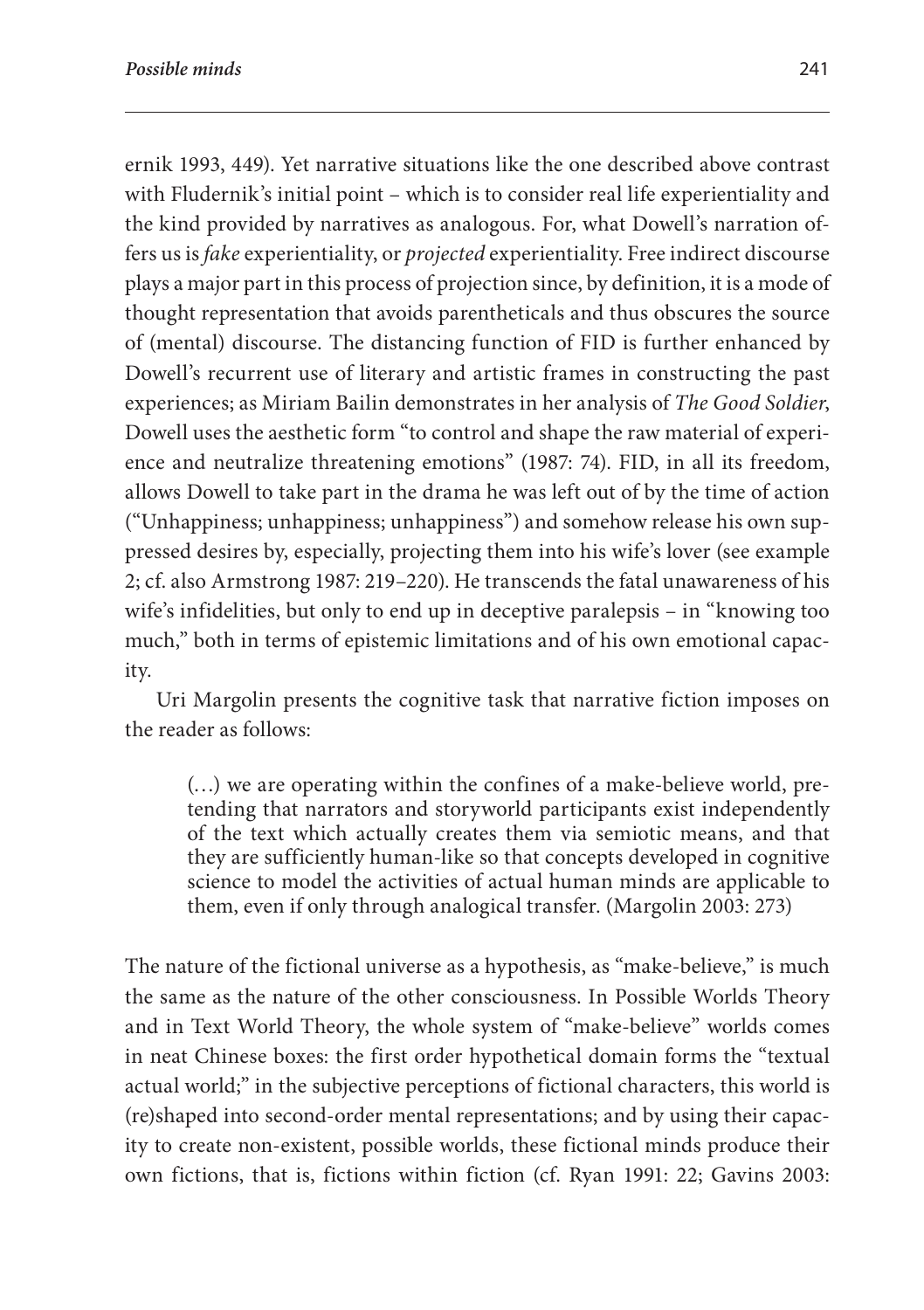ernik 1993, 449). Yet narrative situations like the one described above contrast with Fludernik's initial point – which is to consider real life experientiality and the kind provided by narratives as analogous. For, what Dowell's narration offers us is *fake* experientiality, or *projected* experientiality. Free indirect discourse plays a major part in this process of projection since, by definition, it is a mode of thought representation that avoids parentheticals and thus obscures the source of (mental) discourse. The distancing function of FID is further enhanced by Dowell's recurrent use of literary and artistic frames in constructing the past experiences; as Miriam Bailin demonstrates in her analysis of *The Good Soldier*, Dowell uses the aesthetic form "to control and shape the raw material of experience and neutralize threatening emotions" (1987: 74). FID, in all its freedom, allows Dowell to take part in the drama he was left out of by the time of action ("Unhappiness; unhappiness; unhappiness") and somehow release his own suppressed desires by, especially, projecting them into his wife's lover (see example 2; cf. also Armstrong 1987: 219–220). He transcends the fatal unawareness of his wife's infidelities, but only to end up in deceptive paralepsis – in "knowing too much," both in terms of epistemic limitations and of his own emotional capacity.

Uri Margolin presents the cognitive task that narrative fiction imposes on the reader as follows:

> (…) we are operating within the confines of a make-believe world, pretending that narrators and storyworld participants exist independently of the text which actually creates them via semiotic means, and that they are sufficiently human-like so that concepts developed in cognitive science to model the activities of actual human minds are applicable to them, even if only through analogical transfer. (Margolin 2003: 273)

The nature of the fictional universe as a hypothesis, as "make-believe," is much the same as the nature of the other consciousness. In Possible Worlds Theory and in Text World Theory, the whole system of "make-believe" worlds comes in neat Chinese boxes: the first order hypothetical domain forms the "textual actual world;" in the subjective perceptions of fictional characters, this world is (re)shaped into second-order mental representations; and by using their capacity to create non-existent, possible worlds, these fictional minds produce their own fictions, that is, fictions within fiction (cf. Ryan 1991: 22; Gavins 2003: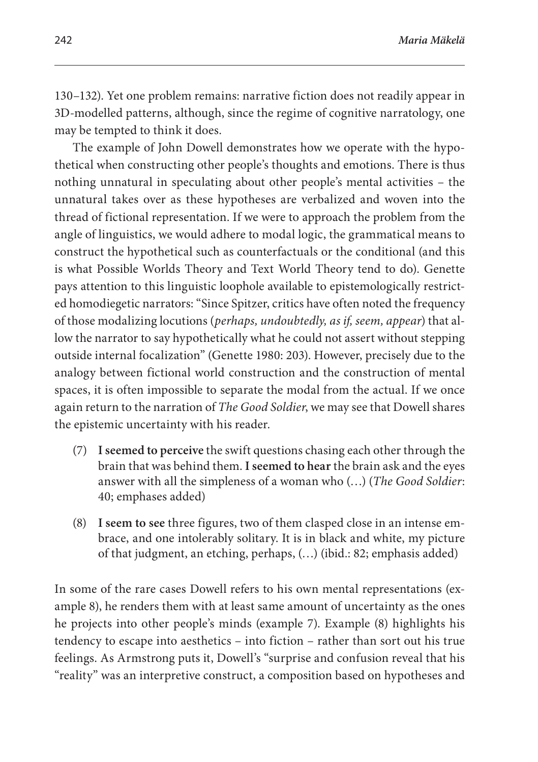130–132). Yet one problem remains: narrative fiction does not readily appear in 3D-modelled patterns, although, since the regime of cognitive narratology, one may be tempted to think it does.

The example of John Dowell demonstrates how we operate with the hypothetical when constructing other people's thoughts and emotions. There is thus nothing unnatural in speculating about other people's mental activities – the unnatural takes over as these hypotheses are verbalized and woven into the thread of fictional representation. If we were to approach the problem from the angle of linguistics, we would adhere to modal logic, the grammatical means to construct the hypothetical such as counterfactuals or the conditional (and this is what Possible Worlds Theory and Text World Theory tend to do). Genette pays attention to this linguistic loophole available to epistemologically restricted homodiegetic narrators: "Since Spitzer, critics have often noted the frequency of those modalizing locutions (*perhaps, undoubtedly, as if, seem, appear*) that allow the narrator to say hypothetically what he could not assert without stepping outside internal focalization" (Genette 1980: 203). However, precisely due to the analogy between fictional world construction and the construction of mental spaces, it is often impossible to separate the modal from the actual. If we once again return to the narration of *The Good Soldier*, we may see that Dowell shares the epistemic uncertainty with his reader.

(7) **I seemed to perceive** the swift questions chasing each other through the brain that was behind them. **I seemed to hear** the brain ask and the eyes answer with all the simpleness of a woman who (…) (*The Good Soldier*: 40; emphases added)

(8) **I seem to see** three figures, two of them clasped close in an intense embrace, and one intolerably solitary. It is in black and white, my picture of that judgment, an etching, perhaps, (…) (ibid.: 82; emphasis added)

In some of the rare cases Dowell refers to his own mental representations (example 8), he renders them with at least same amount of uncertainty as the ones he projects into other people's minds (example 7). Example (8) highlights his tendency to escape into aesthetics – into fiction – rather than sort out his true feelings. As Armstrong puts it, Dowell's "surprise and confusion reveal that his "reality" was an interpretive construct, a composition based on hypotheses and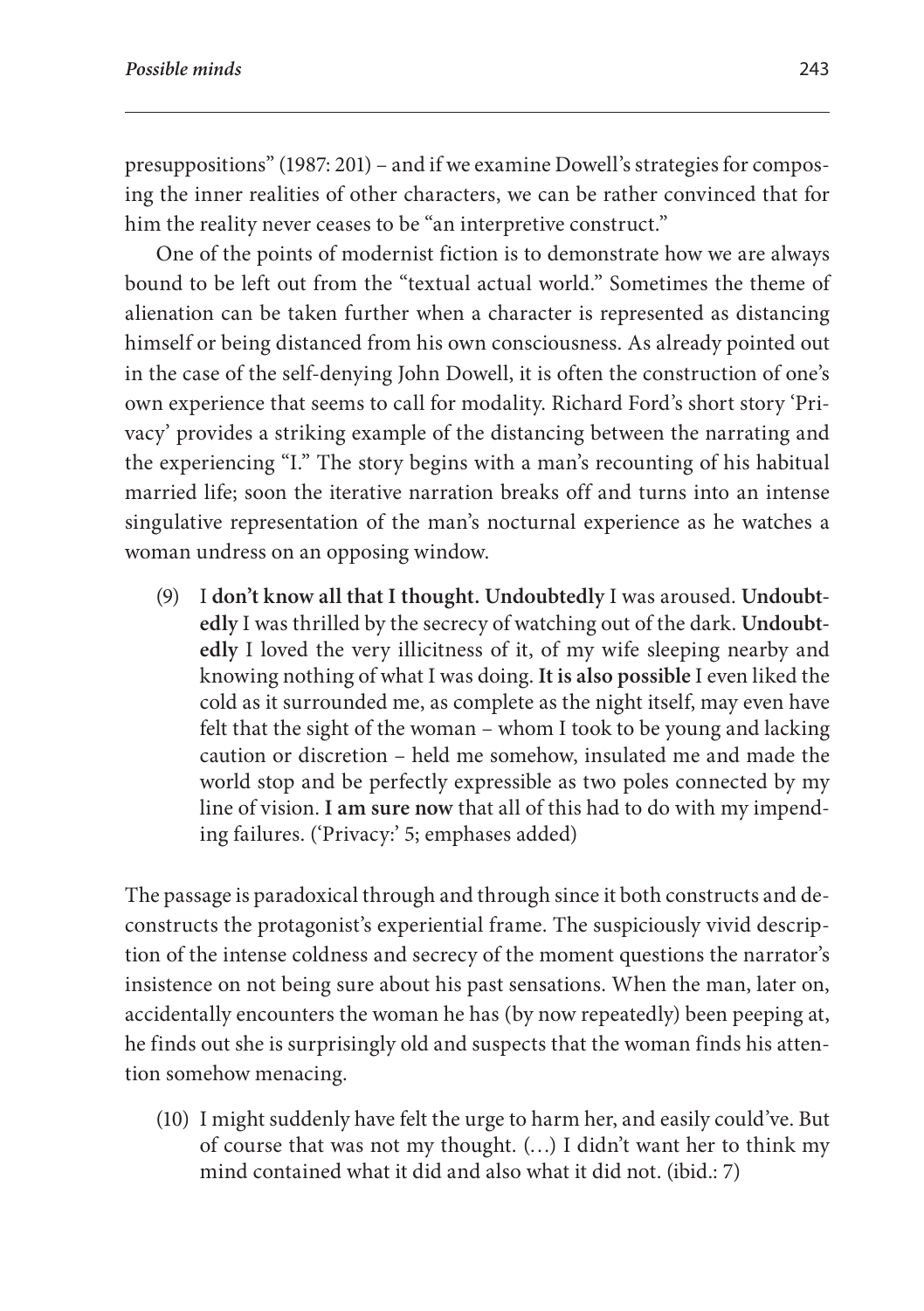presuppositions" (1987: 201) – and if we examine Dowell's strategies for composing the inner realities of other characters, we can be rather convinced that for him the reality never ceases to be "an interpretive construct."

One of the points of modernist fiction is to demonstrate how we are always bound to be left out from the "textual actual world." Sometimes the theme of alienation can be taken further when a character is represented as distancing himself or being distanced from his own consciousness. As already pointed out in the case of the self-denying John Dowell, it is often the construction of one's own experience that seems to call for modality. Richard Ford's short story 'Privacy' provides a striking example of the distancing between the narrating and the experiencing "I." The story begins with a man's recounting of his habitual married life; soon the iterative narration breaks off and turns into an intense singulative representation of the man's nocturnal experience as he watches a woman undress on an opposing window.

> (9) I **don't know all that I thought. Undoubtedly** I was aroused. **Undoubtedly** I was thrilled by the secrecy of watching out of the dark. **Undoubtedly** I loved the very illicitness of it, of my wife sleeping nearby and knowing nothing of what I was doing. **It is also possible** I even liked the cold as it surrounded me, as complete as the night itself, may even have felt that the sight of the woman – whom I took to be young and lacking caution or discretion – held me somehow, insulated me and made the world stop and be perfectly expressible as two poles connected by my line of vision. **I am sure now** that all of this had to do with my impending failures. ('Privacy:' 5; emphases added)

The passage is paradoxical through and through since it both constructs and deconstructs the protagonist's experiential frame. The suspiciously vivid description of the intense coldness and secrecy of the moment questions the narrator's insistence on not being sure about his past sensations. When the man, later on, accidentally encounters the woman he has (by now repeatedly) been peeping at, he finds out she is surprisingly old and suspects that the woman finds his attention somehow menacing.

> (10) I might suddenly have felt the urge to harm her, and easily could've. But of course that was not my thought. (…) I didn't want her to think my mind contained what it did and also what it did not. (ibid.: 7)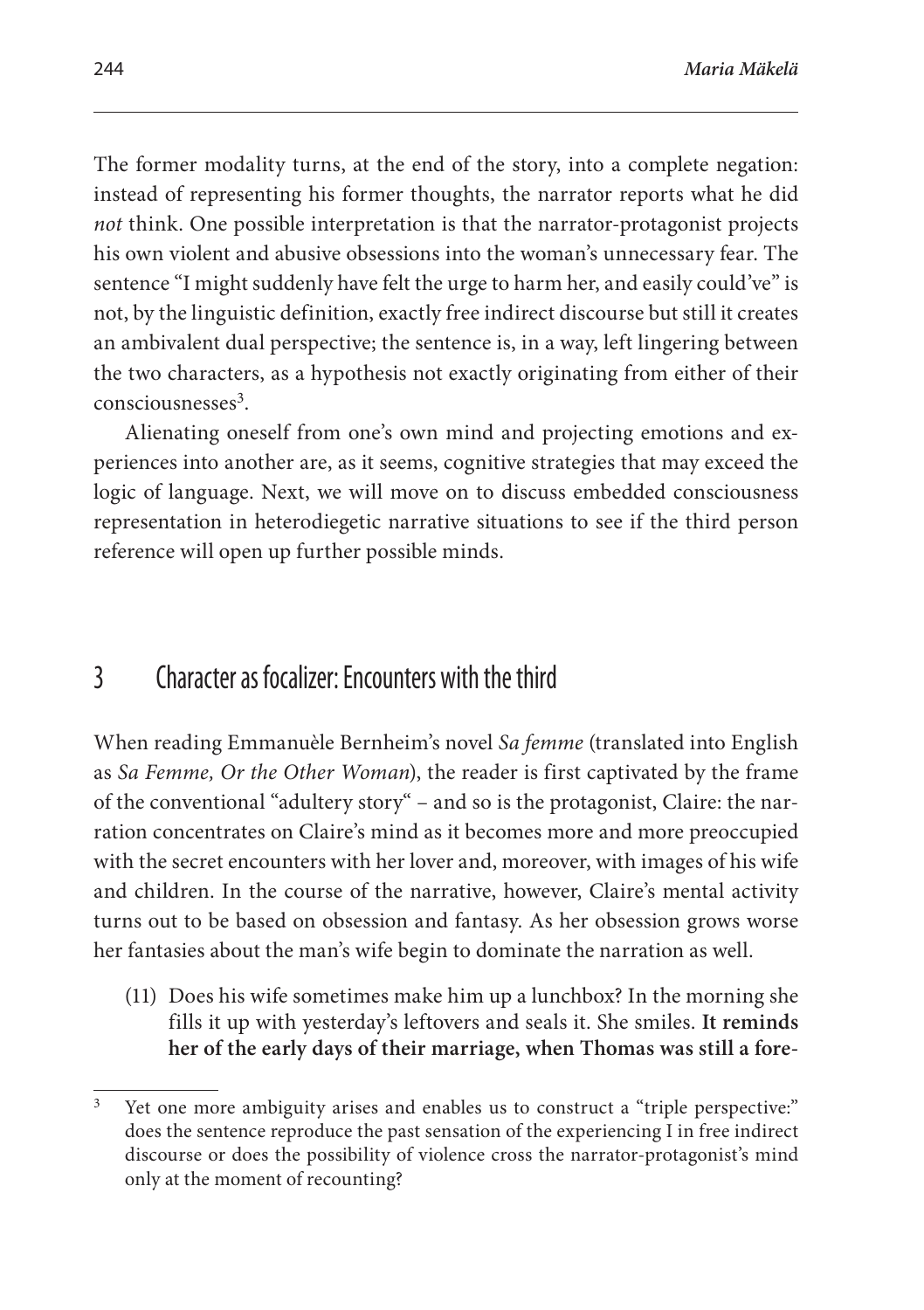The former modality turns, at the end of the story, into a complete negation: instead of representing his former thoughts, the narrator reports what he did *not* think. One possible interpretation is that the narrator-protagonist projects his own violent and abusive obsessions into the woman's unnecessary fear. The sentence "I might suddenly have felt the urge to harm her, and easily could've" is not, by the linguistic definition, exactly free indirect discourse but still it creates an ambivalent dual perspective; the sentence is, in a way, left lingering between the two characters, as a hypothesis not exactly originating from either of their consciousnesses[3].

Alienating oneself from one's own mind and projecting emotions and experiences into another are, as it seems, cognitive strategies that may exceed the logic of language. Next, we will move on to discuss embedded consciousness representation in heterodiegetic narrative situations to see if the third person reference will open up further possible minds.

## 3 Character as focalizer: Encounters with the third

When reading Emmanuèle Bernheim's novel *Sa femme* (translated into English as *Sa Femme, Or the Other Woman*), the reader is first captivated by the frame of the conventional "adultery story" – and so is the protagonist, Claire: the narration concentrates on Claire's mind as it becomes more and more preoccupied with the secret encounters with her lover and, moreover, with images of his wife and children. In the course of the narrative, however, Claire's mental activity turns out to be based on obsession and fantasy. As her obsession grows worse her fantasies about the man's wife begin to dominate the narration as well.

(11) Does his wife sometimes make him up a lunchbox? In the morning she fills it up with yesterday's leftovers and seals it. She smiles. **It reminds her of the early days of their marriage, when Thomas was still a fore-**

[3] Yet one more ambiguity arises and enables us to construct a "triple perspective:" does the sentence reproduce the past sensation of the experiencing I in free indirect discourse or does the possibility of violence cross the narrator-protagonist's mind only at the moment of recounting?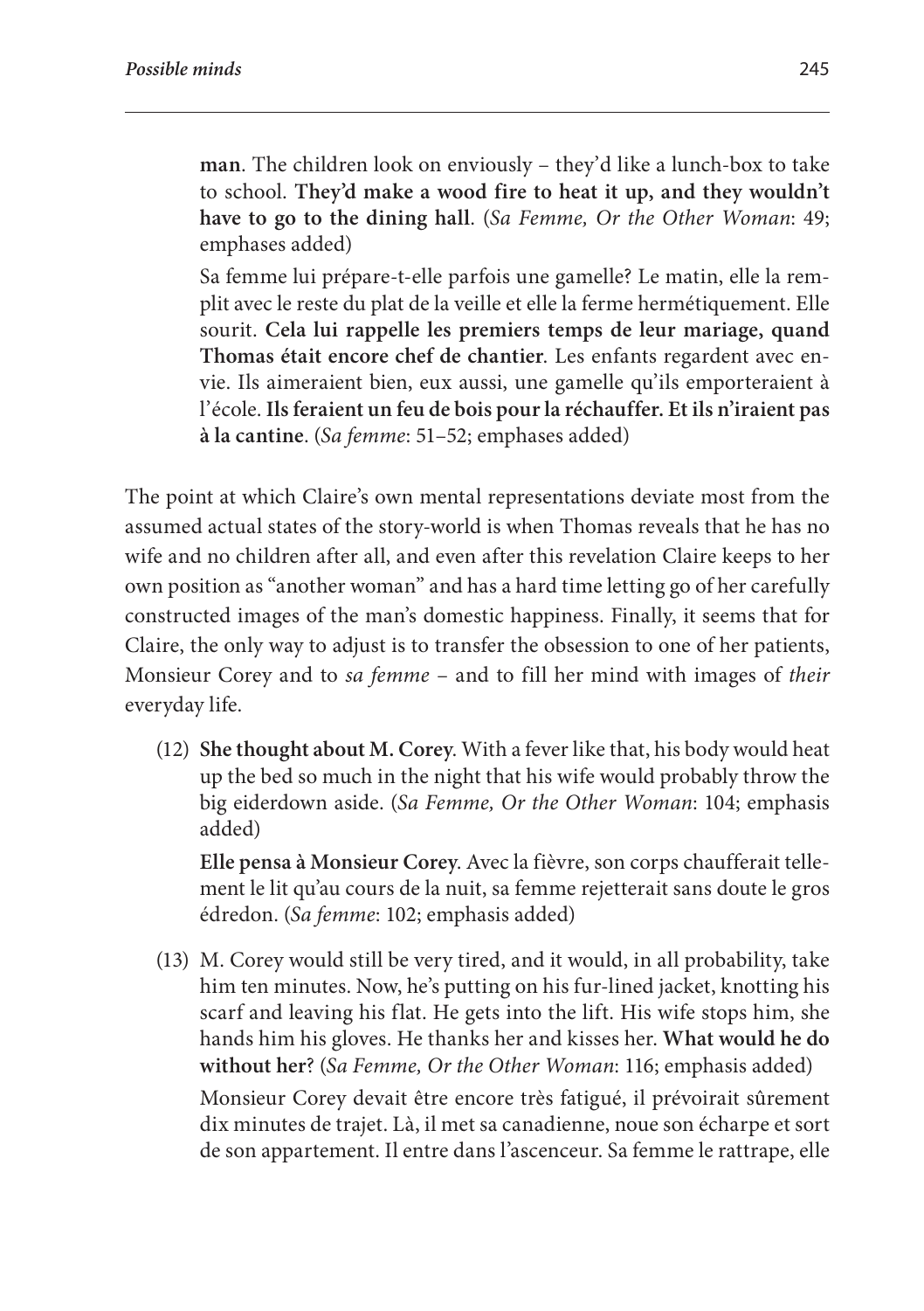> **man**. The children look on enviously – they'd like a lunch-box to take to school. **They'd make a wood fire to heat it up, and they wouldn't have to go to the dining hall**. (*Sa Femme, Or the Other Woman*: 49; emphases added)
>
> Sa femme lui prépare-t-elle parfois une gamelle? Le matin, elle la remplit avec le reste du plat de la veille et elle la ferme hermétiquement. Elle sourit. **Cela lui rappelle les premiers temps de leur mariage, quand Thomas était encore chef de chantier**. Les enfants regardent avec envie. Ils aimeraient bien, eux aussi, une gamelle qu'ils emporteraient à l'école. **Ils feraient un feu de bois pour la réchauffer. Et ils n'iraient pas à la cantine**. (*Sa femme*: 51–52; emphases added)

The point at which Claire's own mental representations deviate most from the assumed actual states of the story-world is when Thomas reveals that he has no wife and no children after all, and even after this revelation Claire keeps to her own position as "another woman" and has a hard time letting go of her carefully constructed images of the man's domestic happiness. Finally, it seems that for Claire, the only way to adjust is to transfer the obsession to one of her patients, Monsieur Corey and to *sa femme* – and to fill her mind with images of *their* everyday life.

(12) **She thought about M. Corey**. With a fever like that, his body would heat up the bed so much in the night that his wife would probably throw the big eiderdown aside. (*Sa Femme, Or the Other Woman*: 104; emphasis added)

> **Elle pensa à Monsieur Corey**. Avec la fièvre, son corps chaufferait tellement le lit qu'au cours de la nuit, sa femme rejetterait sans doute le gros édredon. (*Sa femme*: 102; emphasis added)

(13) M. Corey would still be very tired, and it would, in all probability, take him ten minutes. Now, he's putting on his fur-lined jacket, knotting his scarf and leaving his flat. He gets into the lift. His wife stops him, she hands him his gloves. He thanks her and kisses her. **What would he do without her**? (*Sa Femme, Or the Other Woman*: 116; emphasis added)

> Monsieur Corey devait être encore très fatigué, il prévoirait sûrement dix minutes de trajet. Là, il met sa canadienne, noue son écharpe et sort de son appartement. Il entre dans l'ascenceur. Sa femme le rattrape, elle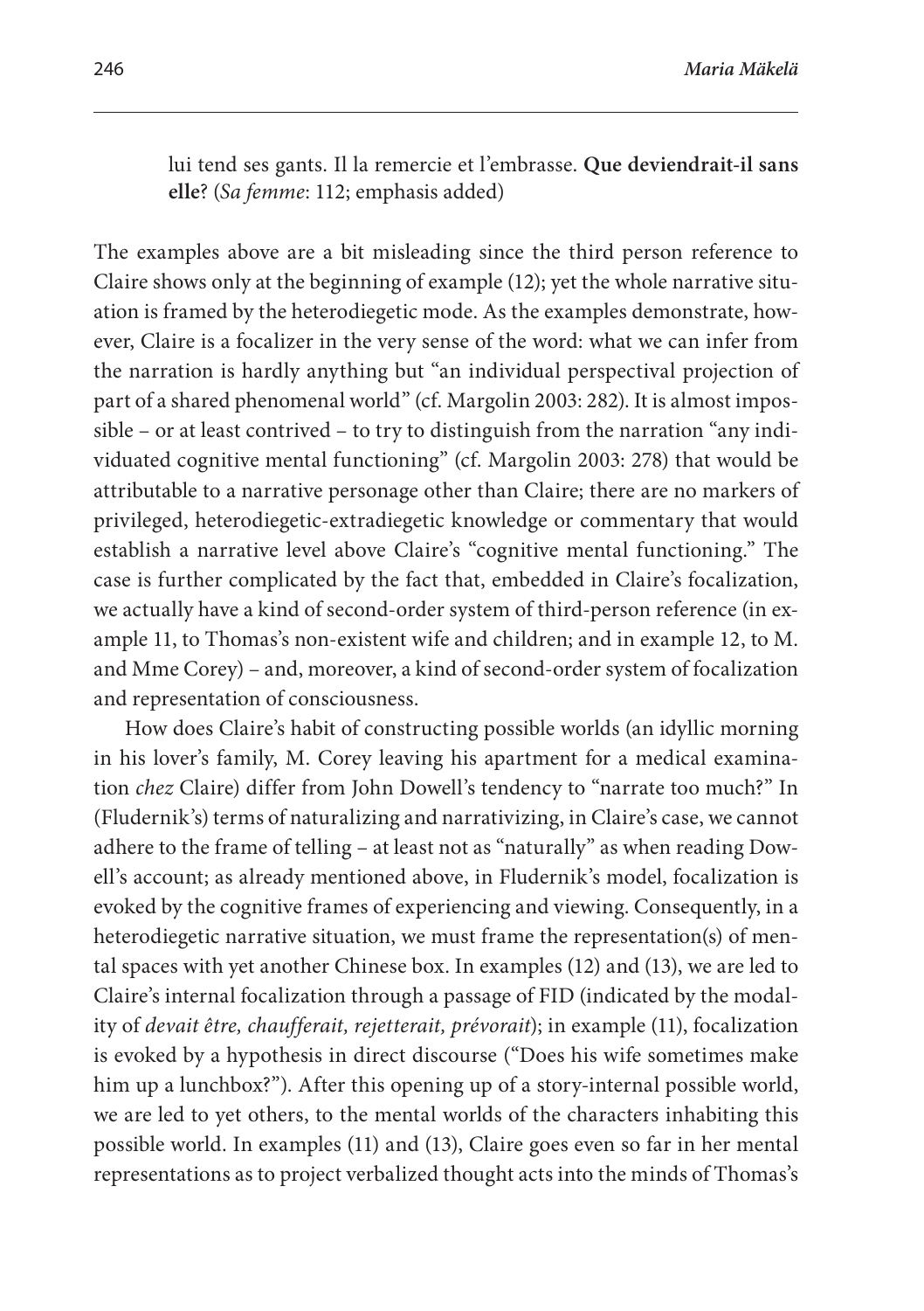> lui tend ses gants. Il la remercie et l'embrasse. **Que deviendrait-il sans elle?** (*Sa femme*: 112; emphasis added)

The examples above are a bit misleading since the third person reference to Claire shows only at the beginning of example (12); yet the whole narrative situation is framed by the heterodiegetic mode. As the examples demonstrate, however, Claire is a focalizer in the very sense of the word: what we can infer from the narration is hardly anything but "an individual perspectival projection of part of a shared phenomenal world" (cf. Margolin 2003: 282). It is almost impossible – or at least contrived – to try to distinguish from the narration "any individuated cognitive mental functioning" (cf. Margolin 2003: 278) that would be attributable to a narrative personage other than Claire; there are no markers of privileged, heterodiegetic-extradiegetic knowledge or commentary that would establish a narrative level above Claire's "cognitive mental functioning." The case is further complicated by the fact that, embedded in Claire's focalization, we actually have a kind of second-order system of third-person reference (in example 11, to Thomas's non-existent wife and children; and in example 12, to M. and Mme Corey) – and, moreover, a kind of second-order system of focalization and representation of consciousness.

How does Claire's habit of constructing possible worlds (an idyllic morning in his lover's family, M. Corey leaving his apartment for a medical examination *chez* Claire) differ from John Dowell's tendency to "narrate too much?" In (Fludernik's) terms of naturalizing and narrativizing, in Claire's case, we cannot adhere to the frame of telling – at least not as "naturally" as when reading Dowell's account; as already mentioned above, in Fludernik's model, focalization is evoked by the cognitive frames of experiencing and viewing. Consequently, in a heterodiegetic narrative situation, we must frame the representation(s) of mental spaces with yet another Chinese box. In examples (12) and (13), we are led to Claire's internal focalization through a passage of FID (indicated by the modality of *devait être, chaufferait, rejetterait, prévorait*); in example (11), focalization is evoked by a hypothesis in direct discourse ("Does his wife sometimes make him up a lunchbox?"). After this opening up of a story-internal possible world, we are led to yet others, to the mental worlds of the characters inhabiting this possible world. In examples (11) and (13), Claire goes even so far in her mental representations as to project verbalized thought acts into the minds of Thomas's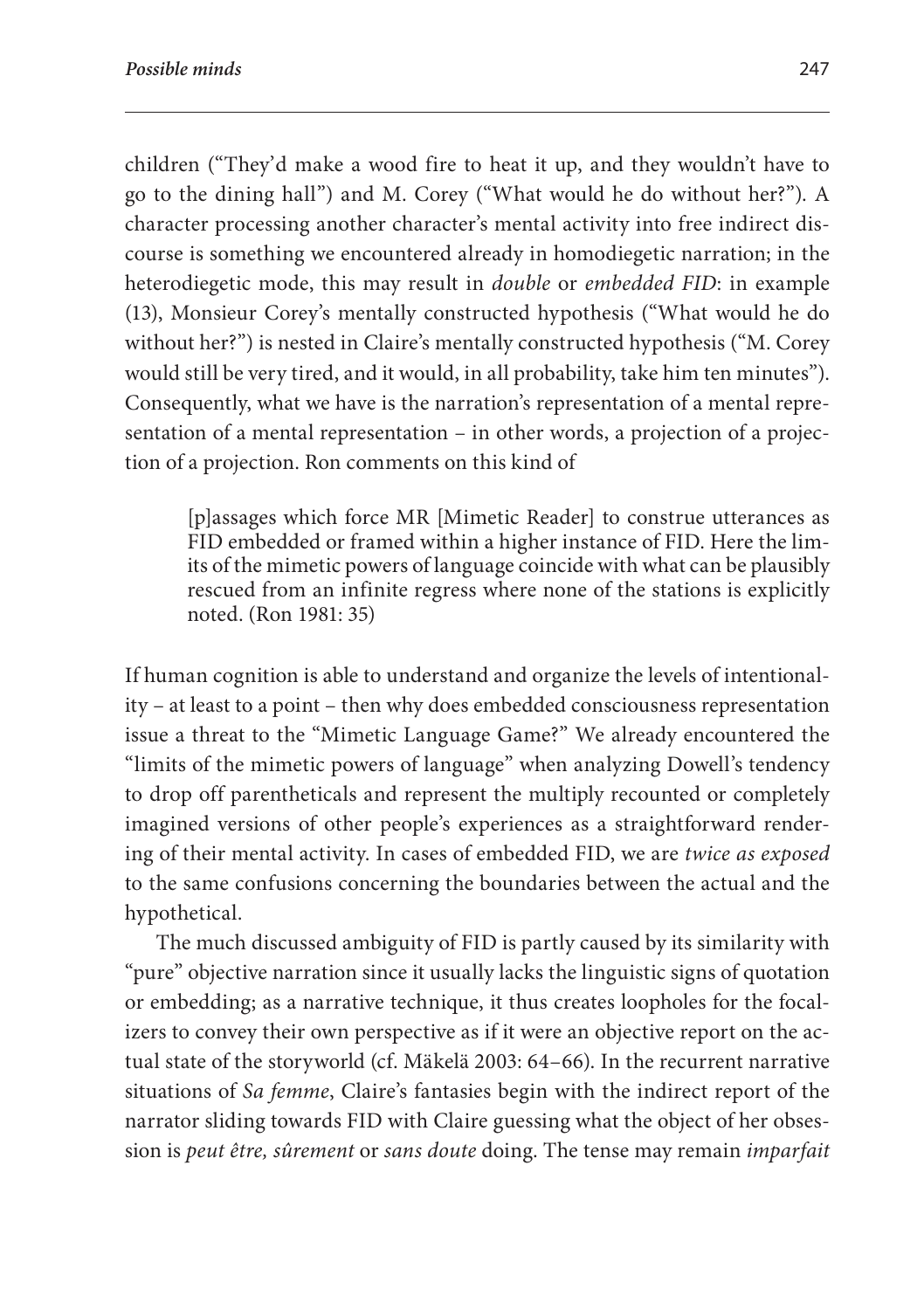children ("They'd make a wood fire to heat it up, and they wouldn't have to go to the dining hall") and M. Corey ("What would he do without her?"). A character processing another character's mental activity into free indirect discourse is something we encountered already in homodiegetic narration; in the heterodiegetic mode, this may result in *double* or *embedded FID*: in example (13), Monsieur Corey's mentally constructed hypothesis ("What would he do without her?") is nested in Claire's mentally constructed hypothesis ("M. Corey would still be very tired, and it would, in all probability, take him ten minutes"). Consequently, what we have is the narration's representation of a mental representation of a mental representation – in other words, a projection of a projection of a projection. Ron comments on this kind of

> [p]assages which force MR [Mimetic Reader] to construe utterances as FID embedded or framed within a higher instance of FID. Here the limits of the mimetic powers of language coincide with what can be plausibly rescued from an infinite regress where none of the stations is explicitly noted. (Ron 1981: 35)

If human cognition is able to understand and organize the levels of intentionality – at least to a point – then why does embedded consciousness representation issue a threat to the "Mimetic Language Game?" We already encountered the "limits of the mimetic powers of language" when analyzing Dowell's tendency to drop off parentheticals and represent the multiply recounted or completely imagined versions of other people's experiences as a straightforward rendering of their mental activity. In cases of embedded FID, we are *twice as exposed* to the same confusions concerning the boundaries between the actual and the hypothetical.

The much discussed ambiguity of FID is partly caused by its similarity with "pure" objective narration since it usually lacks the linguistic signs of quotation or embedding; as a narrative technique, it thus creates loopholes for the focalizers to convey their own perspective as if it were an objective report on the actual state of the storyworld (cf. Mäkelä 2003: 64–66). In the recurrent narrative situations of *Sa femme*, Claire's fantasies begin with the indirect report of the narrator sliding towards FID with Claire guessing what the object of her obsession is *peut être, sûrement* or *sans doute* doing. The tense may remain *imparfait*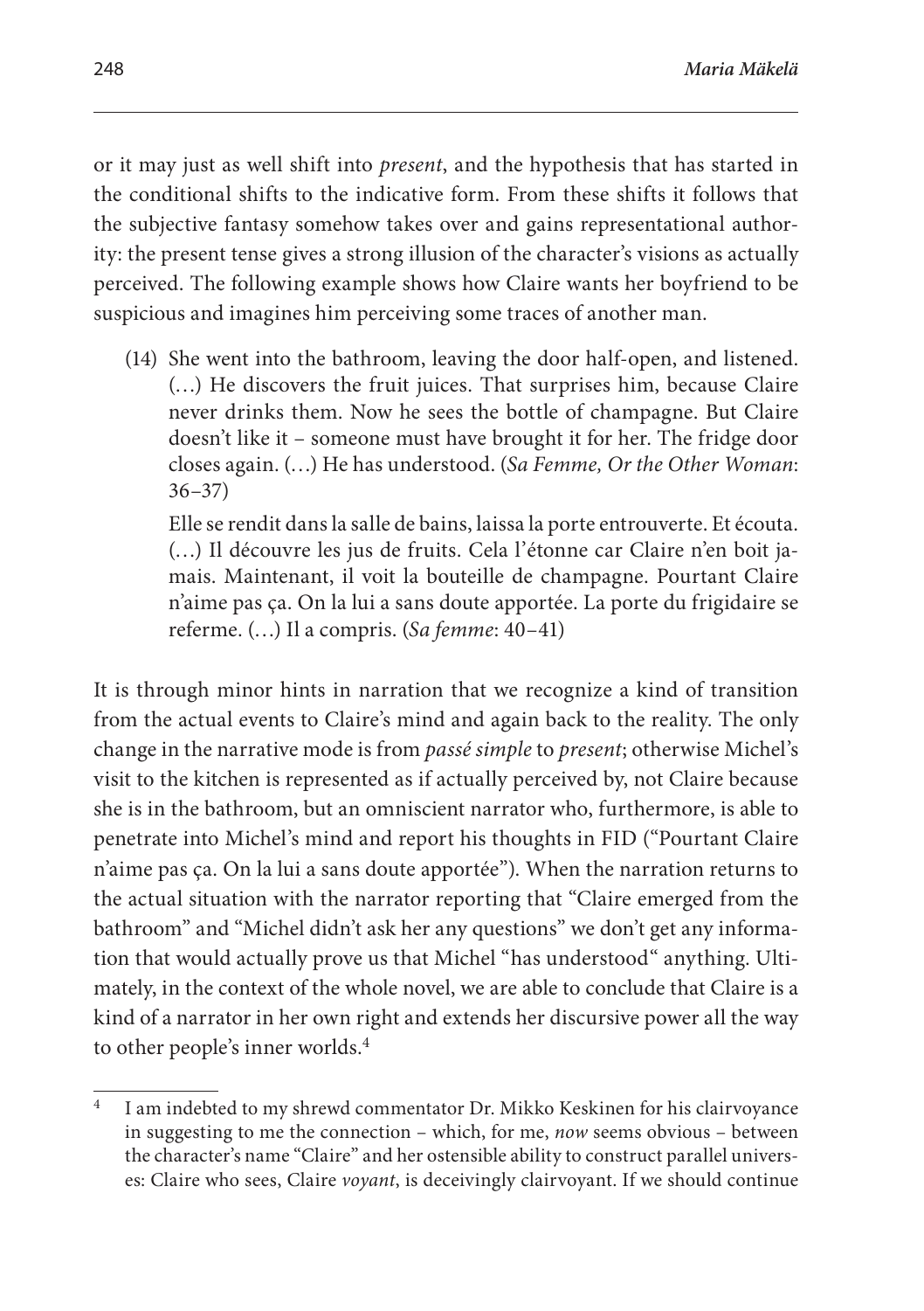or it may just as well shift into *present*, and the hypothesis that has started in the conditional shifts to the indicative form. From these shifts it follows that the subjective fantasy somehow takes over and gains representational authority: the present tense gives a strong illusion of the character's visions as actually perceived. The following example shows how Claire wants her boyfriend to be suspicious and imagines him perceiving some traces of another man.

(14) She went into the bathroom, leaving the door half-open, and listened. (…) He discovers the fruit juices. That surprises him, because Claire never drinks them. Now he sees the bottle of champagne. But Claire doesn't like it – someone must have brought it for her. The fridge door closes again. (…) He has understood. (*Sa Femme, Or the Other Woman*: 36–37)

Elle se rendit dans la salle de bains, laissa la porte entrouverte. Et écouta. (…) Il découvre les jus de fruits. Cela l'étonne car Claire n'en boit jamais. Maintenant, il voit la bouteille de champagne. Pourtant Claire n'aime pas ça. On la lui a sans doute apportée. La porte du frigidaire se referme. (…) Il a compris. (*Sa femme*: 40–41)

It is through minor hints in narration that we recognize a kind of transition from the actual events to Claire's mind and again back to the reality. The only change in the narrative mode is from *passé simple* to *present*; otherwise Michel's visit to the kitchen is represented as if actually perceived by, not Claire because she is in the bathroom, but an omniscient narrator who, furthermore, is able to penetrate into Michel's mind and report his thoughts in FID ("Pourtant Claire n'aime pas ça. On la lui a sans doute apportée"). When the narration returns to the actual situation with the narrator reporting that "Claire emerged from the bathroom" and "Michel didn't ask her any questions" we don't get any information that would actually prove us that Michel "has understood" anything. Ultimately, in the context of the whole novel, we are able to conclude that Claire is a kind of a narrator in her own right and extends her discursive power all the way to other people's inner worlds.[4]

---

[4] I am indebted to my shrewd commentator Dr. Mikko Keskinen for his clairvoyance in suggesting to me the connection – which, for me, *now* seems obvious – between the character's name "Claire" and her ostensible ability to construct parallel universes: Claire who sees, Claire *voyant*, is deceivingly clairvoyant. If we should continue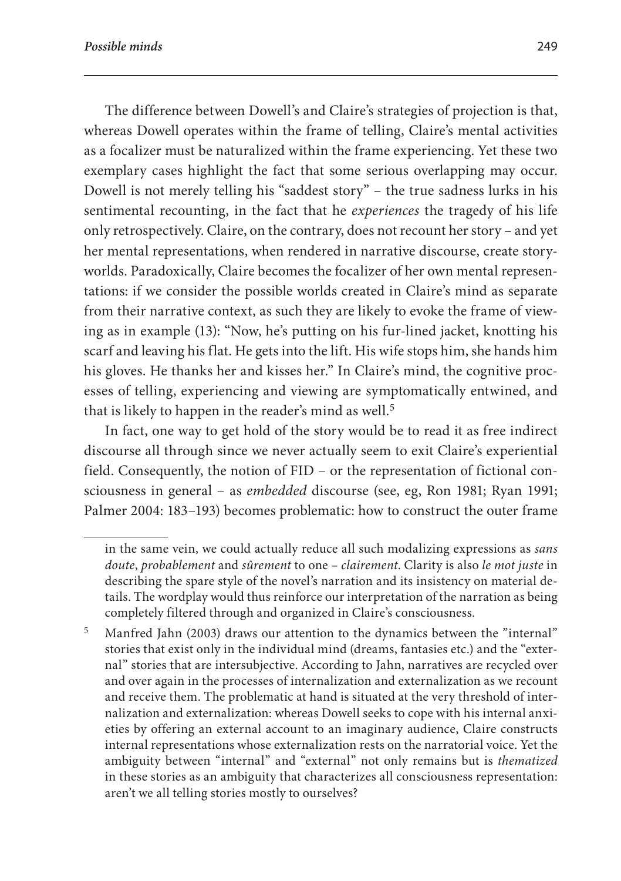The difference between Dowell's and Claire's strategies of projection is that, whereas Dowell operates within the frame of telling, Claire's mental activities as a focalizer must be naturalized within the frame experiencing. Yet these two exemplary cases highlight the fact that some serious overlapping may occur. Dowell is not merely telling his "saddest story" – the true sadness lurks in his sentimental recounting, in the fact that he *experiences* the tragedy of his life only retrospectively. Claire, on the contrary, does not recount her story – and yet her mental representations, when rendered in narrative discourse, create storyworlds. Paradoxically, Claire becomes the focalizer of her own mental representations: if we consider the possible worlds created in Claire's mind as separate from their narrative context, as such they are likely to evoke the frame of viewing as in example (13): "Now, he's putting on his fur-lined jacket, knotting his scarf and leaving his flat. He gets into the lift. His wife stops him, she hands him his gloves. He thanks her and kisses her." In Claire's mind, the cognitive processes of telling, experiencing and viewing are symptomatically entwined, and that is likely to happen in the reader's mind as well.[5]

In fact, one way to get hold of the story would be to read it as free indirect discourse all through since we never actually seem to exit Claire's experiential field. Consequently, the notion of FID – or the representation of fictional consciousness in general – as *embedded* discourse (see, eg, Ron 1981; Ryan 1991; Palmer 2004: 183–193) becomes problematic: how to construct the outer frame

---

in the same vein, we could actually reduce all such modalizing expressions as *sans doute*, *probablement* and *sûrement* to one – *clairement*. Clarity is also *le mot juste* in describing the spare style of the novel's narration and its insistency on material details. The wordplay would thus reinforce our interpretation of the narration as being completely filtered through and organized in Claire's consciousness.

[5] Manfred Jahn (2003) draws our attention to the dynamics between the "internal" stories that exist only in the individual mind (dreams, fantasies etc.) and the "external" stories that are intersubjective. According to Jahn, narratives are recycled over and over again in the processes of internalization and externalization as we recount and receive them. The problematic at hand is situated at the very threshold of internalization and externalization: whereas Dowell seeks to cope with his internal anxieties by offering an external account to an imaginary audience, Claire constructs internal representations whose externalization rests on the narratorial voice. Yet the ambiguity between "internal" and "external" not only remains but is *thematized* in these stories as an ambiguity that characterizes all consciousness representation: aren't we all telling stories mostly to ourselves?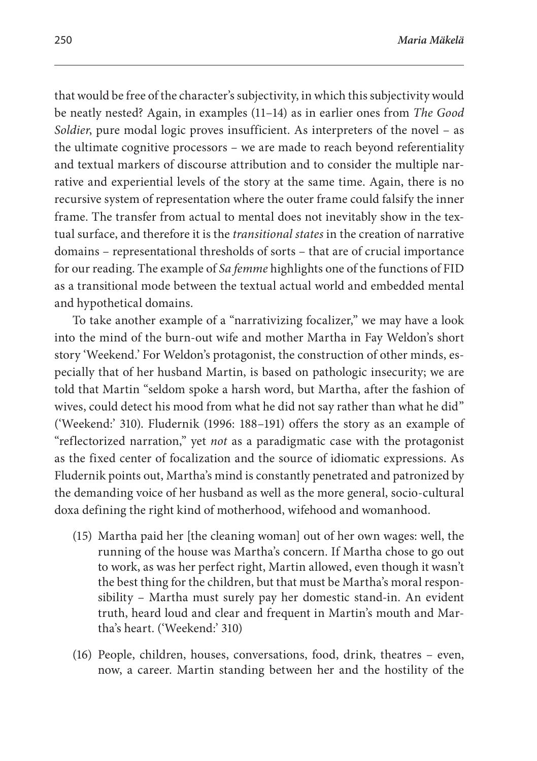that would be free of the character's subjectivity, in which this subjectivity would be neatly nested? Again, in examples (11–14) as in earlier ones from *The Good Soldier*, pure modal logic proves insufficient. As interpreters of the novel – as the ultimate cognitive processors – we are made to reach beyond referentiality and textual markers of discourse attribution and to consider the multiple narrative and experiential levels of the story at the same time. Again, there is no recursive system of representation where the outer frame could falsify the inner frame. The transfer from actual to mental does not inevitably show in the textual surface, and therefore it is the *transitional states* in the creation of narrative domains – representational thresholds of sorts – that are of crucial importance for our reading. The example of *Sa femme* highlights one of the functions of FID as a transitional mode between the textual actual world and embedded mental and hypothetical domains.

To take another example of a "narrativizing focalizer," we may have a look into the mind of the burn-out wife and mother Martha in Fay Weldon's short story 'Weekend.' For Weldon's protagonist, the construction of other minds, especially that of her husband Martin, is based on pathologic insecurity; we are told that Martin "seldom spoke a harsh word, but Martha, after the fashion of wives, could detect his mood from what he did not say rather than what he did" ('Weekend:' 310). Fludernik (1996: 188–191) offers the story as an example of "reflectorized narration," yet *not* as a paradigmatic case with the protagonist as the fixed center of focalization and the source of idiomatic expressions. As Fludernik points out, Martha's mind is constantly penetrated and patronized by the demanding voice of her husband as well as the more general, socio-cultural doxa defining the right kind of motherhood, wifehood and womanhood.

(15) Martha paid her [the cleaning woman] out of her own wages: well, the running of the house was Martha's concern. If Martha chose to go out to work, as was her perfect right, Martin allowed, even though it wasn't the best thing for the children, but that must be Martha's moral responsibility – Martha must surely pay her domestic stand-in. An evident truth, heard loud and clear and frequent in Martin's mouth and Martha's heart. ('Weekend:' 310)

(16) People, children, houses, conversations, food, drink, theatres – even, now, a career. Martin standing between her and the hostility of the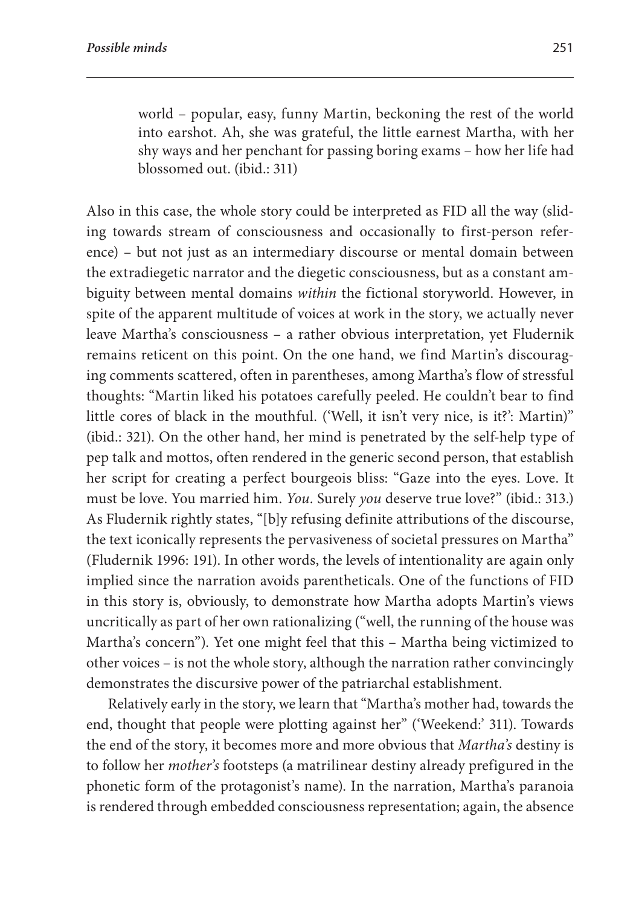> world – popular, easy, funny Martin, beckoning the rest of the world into earshot. Ah, she was grateful, the little earnest Martha, with her shy ways and her penchant for passing boring exams – how her life had blossomed out. (ibid.: 311)

Also in this case, the whole story could be interpreted as FID all the way (sliding towards stream of consciousness and occasionally to first-person reference) – but not just as an intermediary discourse or mental domain between the extradiegetic narrator and the diegetic consciousness, but as a constant ambiguity between mental domains *within* the fictional storyworld. However, in spite of the apparent multitude of voices at work in the story, we actually never leave Martha's consciousness – a rather obvious interpretation, yet Fludernik remains reticent on this point. On the one hand, we find Martin's discouraging comments scattered, often in parentheses, among Martha's flow of stressful thoughts: "Martin liked his potatoes carefully peeled. He couldn't bear to find little cores of black in the mouthful. ('Well, it isn't very nice, is it?': Martin)" (ibid.: 321). On the other hand, her mind is penetrated by the self-help type of pep talk and mottos, often rendered in the generic second person, that establish her script for creating a perfect bourgeois bliss: "Gaze into the eyes. Love. It must be love. You married him. *You*. Surely *you* deserve true love?" (ibid.: 313.) As Fludernik rightly states, "[b]y refusing definite attributions of the discourse, the text iconically represents the pervasiveness of societal pressures on Martha" (Fludernik 1996: 191). In other words, the levels of intentionality are again only implied since the narration avoids parentheticals. One of the functions of FID in this story is, obviously, to demonstrate how Martha adopts Martin's views uncritically as part of her own rationalizing ("well, the running of the house was Martha's concern"). Yet one might feel that this – Martha being victimized to other voices – is not the whole story, although the narration rather convincingly demonstrates the discursive power of the patriarchal establishment.

Relatively early in the story, we learn that "Martha's mother had, towards the end, thought that people were plotting against her" ('Weekend:' 311). Towards the end of the story, it becomes more and more obvious that *Martha's* destiny is to follow her *mother's* footsteps (a matrilinear destiny already prefigured in the phonetic form of the protagonist's name). In the narration, Martha's paranoia is rendered through embedded consciousness representation; again, the absence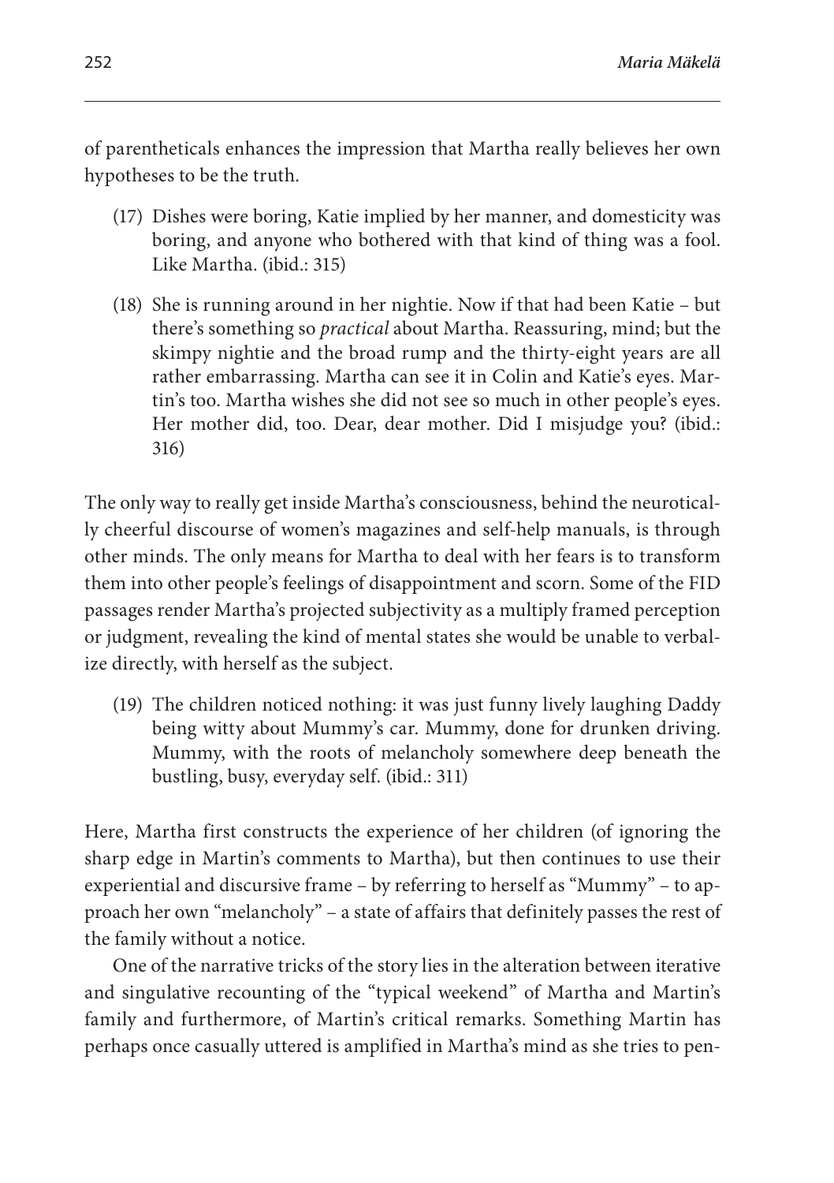of parentheticals enhances the impression that Martha really believes her own hypotheses to be the truth.

(17) Dishes were boring, Katie implied by her manner, and domesticity was boring, and anyone who bothered with that kind of thing was a fool. Like Martha. (ibid.: 315)

(18) She is running around in her nightie. Now if that had been Katie – but there's something so *practical* about Martha. Reassuring, mind; but the skimpy nightie and the broad rump and the thirty-eight years are all rather embarrassing. Martha can see it in Colin and Katie's eyes. Martin's too. Martha wishes she did not see so much in other people's eyes. Her mother did, too. Dear, dear mother. Did I misjudge you? (ibid.: 316)

The only way to really get inside Martha's consciousness, behind the neurotically cheerful discourse of women's magazines and self-help manuals, is through other minds. The only means for Martha to deal with her fears is to transform them into other people's feelings of disappointment and scorn. Some of the FID passages render Martha's projected subjectivity as a multiply framed perception or judgment, revealing the kind of mental states she would be unable to verbalize directly, with herself as the subject.

(19) The children noticed nothing: it was just funny lively laughing Daddy being witty about Mummy's car. Mummy, done for drunken driving. Mummy, with the roots of melancholy somewhere deep beneath the bustling, busy, everyday self. (ibid.: 311)

Here, Martha first constructs the experience of her children (of ignoring the sharp edge in Martin's comments to Martha), but then continues to use their experiential and discursive frame – by referring to herself as "Mummy" – to approach her own "melancholy" – a state of affairs that definitely passes the rest of the family without a notice.

One of the narrative tricks of the story lies in the alteration between iterative and singulative recounting of the "typical weekend" of Martha and Martin's family and furthermore, of Martin's critical remarks. Something Martin has perhaps once casually uttered is amplified in Martha's mind as she tries to pen-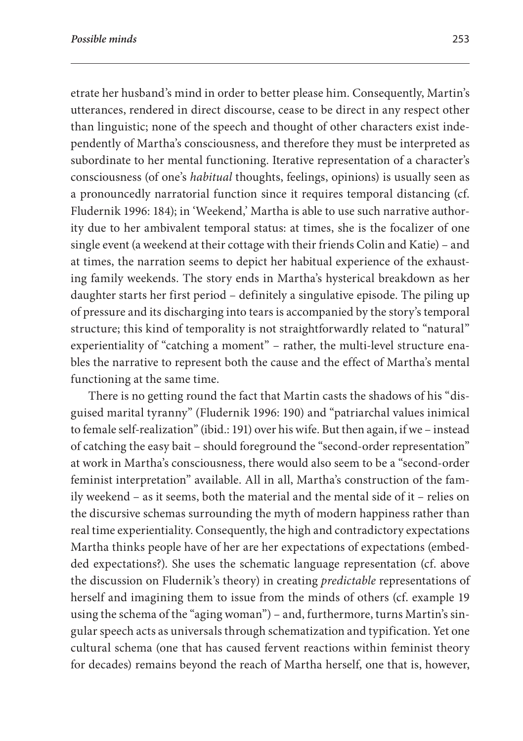etrate her husband's mind in order to better please him. Consequently, Martin's utterances, rendered in direct discourse, cease to be direct in any respect other than linguistic; none of the speech and thought of other characters exist independently of Martha's consciousness, and therefore they must be interpreted as subordinate to her mental functioning. Iterative representation of a character's consciousness (of one's *habitual* thoughts, feelings, opinions) is usually seen as a pronouncedly narratorial function since it requires temporal distancing (cf. Fludernik 1996: 184); in 'Weekend,' Martha is able to use such narrative authority due to her ambivalent temporal status: at times, she is the focalizer of one single event (a weekend at their cottage with their friends Colin and Katie) – and at times, the narration seems to depict her habitual experience of the exhausting family weekends. The story ends in Martha's hysterical breakdown as her daughter starts her first period – definitely a singulative episode. The piling up of pressure and its discharging into tears is accompanied by the story's temporal structure; this kind of temporality is not straightforwardly related to "natural" experientiality of "catching a moment" – rather, the multi-level structure enables the narrative to represent both the cause and the effect of Martha's mental functioning at the same time.

There is no getting round the fact that Martin casts the shadows of his "disguised marital tyranny" (Fludernik 1996: 190) and "patriarchal values inimical to female self-realization" (ibid.: 191) over his wife. But then again, if we – instead of catching the easy bait – should foreground the "second-order representation" at work in Martha's consciousness, there would also seem to be a "second-order feminist interpretation" available. All in all, Martha's construction of the family weekend – as it seems, both the material and the mental side of it – relies on the discursive schemas surrounding the myth of modern happiness rather than real time experientiality. Consequently, the high and contradictory expectations Martha thinks people have of her are her expectations of expectations (embedded expectations?). She uses the schematic language representation (cf. above the discussion on Fludernik's theory) in creating *predictable* representations of herself and imagining them to issue from the minds of others (cf. example 19 using the schema of the "aging woman") – and, furthermore, turns Martin's singular speech acts as universals through schematization and typification. Yet one cultural schema (one that has caused fervent reactions within feminist theory for decades) remains beyond the reach of Martha herself, one that is, however,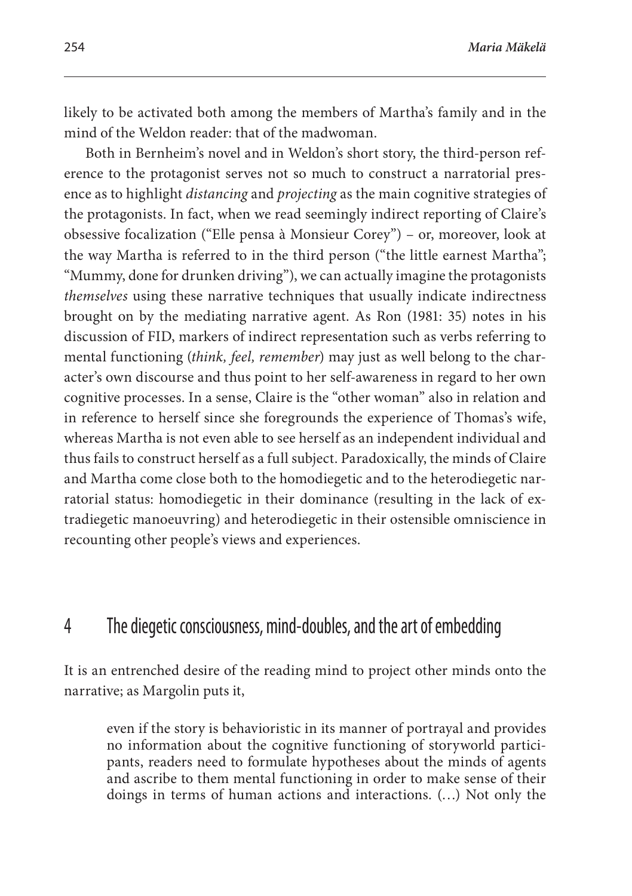likely to be activated both among the members of Martha's family and in the mind of the Weldon reader: that of the madwoman.

Both in Bernheim's novel and in Weldon's short story, the third-person reference to the protagonist serves not so much to construct a narratorial presence as to highlight *distancing* and *projecting* as the main cognitive strategies of the protagonists. In fact, when we read seemingly indirect reporting of Claire's obsessive focalization ("Elle pensa à Monsieur Corey") – or, moreover, look at the way Martha is referred to in the third person ("the little earnest Martha"; "Mummy, done for drunken driving"), we can actually imagine the protagonists *themselves* using these narrative techniques that usually indicate indirectness brought on by the mediating narrative agent. As Ron (1981: 35) notes in his discussion of FID, markers of indirect representation such as verbs referring to mental functioning (*think, feel, remember*) may just as well belong to the character's own discourse and thus point to her self-awareness in regard to her own cognitive processes. In a sense, Claire is the "other woman" also in relation and in reference to herself since she foregrounds the experience of Thomas's wife, whereas Martha is not even able to see herself as an independent individual and thus fails to construct herself as a full subject. Paradoxically, the minds of Claire and Martha come close both to the homodiegetic and to the heterodiegetic narratorial status: homodiegetic in their dominance (resulting in the lack of extradiegetic manoeuvring) and heterodiegetic in their ostensible omniscience in recounting other people's views and experiences.

## 4 The diegetic consciousness, mind-doubles, and the art of embedding

It is an entrenched desire of the reading mind to project other minds onto the narrative; as Margolin puts it,

> even if the story is behavioristic in its manner of portrayal and provides no information about the cognitive functioning of storyworld participants, readers need to formulate hypotheses about the minds of agents and ascribe to them mental functioning in order to make sense of their doings in terms of human actions and interactions. (…) Not only the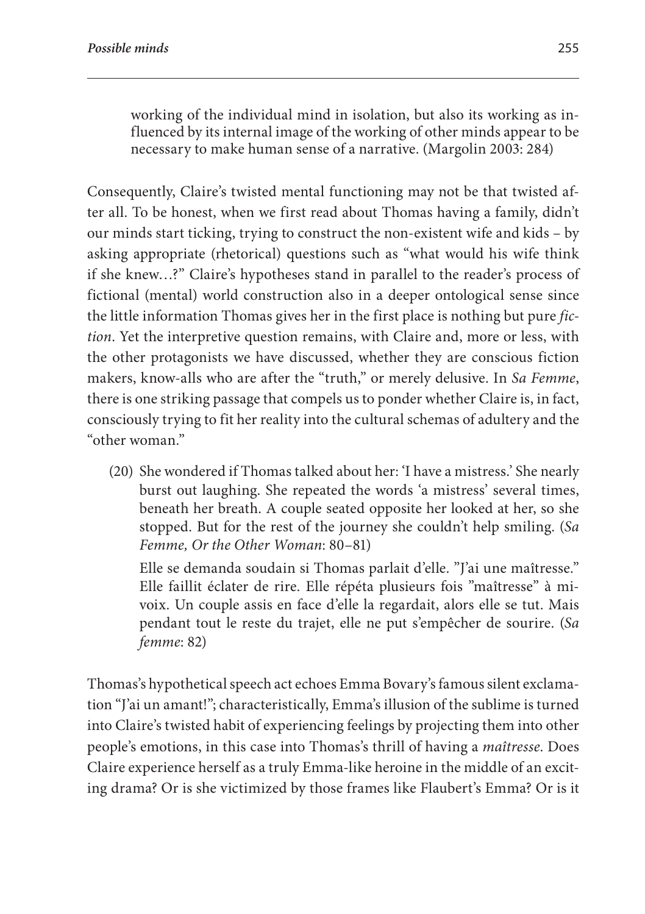> working of the individual mind in isolation, but also its working as influenced by its internal image of the working of other minds appear to be necessary to make human sense of a narrative. (Margolin 2003: 284)

Consequently, Claire's twisted mental functioning may not be that twisted after all. To be honest, when we first read about Thomas having a family, didn't our minds start ticking, trying to construct the non-existent wife and kids – by asking appropriate (rhetorical) questions such as "what would his wife think if she knew…?" Claire's hypotheses stand in parallel to the reader's process of fictional (mental) world construction also in a deeper ontological sense since the little information Thomas gives her in the first place is nothing but pure *fiction*. Yet the interpretive question remains, with Claire and, more or less, with the other protagonists we have discussed, whether they are conscious fiction makers, know-alls who are after the "truth," or merely delusive. In *Sa Femme*, there is one striking passage that compels us to ponder whether Claire is, in fact, consciously trying to fit her reality into the cultural schemas of adultery and the "other woman."

> (20) She wondered if Thomas talked about her: 'I have a mistress.' She nearly burst out laughing. She repeated the words 'a mistress' several times, beneath her breath. A couple seated opposite her looked at her, so she stopped. But for the rest of the journey she couldn't help smiling. (*Sa Femme, Or the Other Woman*: 80–81)
>
> Elle se demanda soudain si Thomas parlait d'elle. "J'ai une maîtresse." Elle faillit éclater de rire. Elle répéta plusieurs fois "maîtresse" à mi-voix. Un couple assis en face d'elle la regardait, alors elle se tut. Mais pendant tout le reste du trajet, elle ne put s'empêcher de sourire. (*Sa femme*: 82)

Thomas's hypothetical speech act echoes Emma Bovary's famous silent exclamation "J'ai un amant!"; characteristically, Emma's illusion of the sublime is turned into Claire's twisted habit of experiencing feelings by projecting them into other people's emotions, in this case into Thomas's thrill of having a *maîtresse*. Does Claire experience herself as a truly Emma-like heroine in the middle of an exciting drama? Or is she victimized by those frames like Flaubert's Emma? Or is it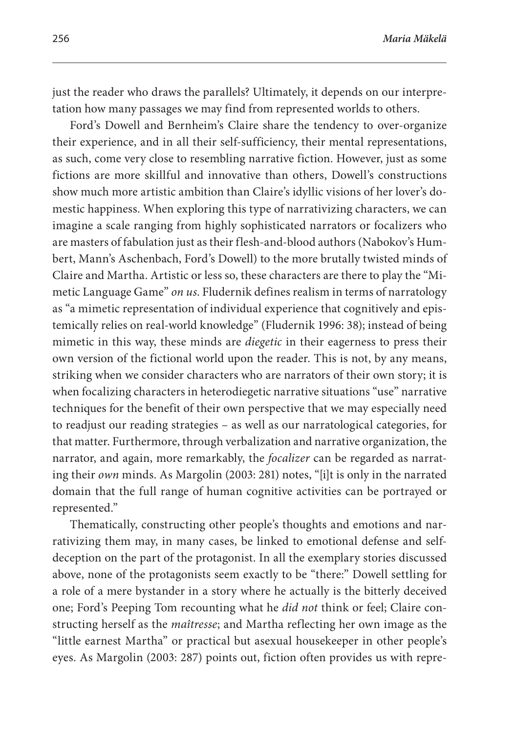just the reader who draws the parallels? Ultimately, it depends on our interpretation how many passages we may find from represented worlds to others.

Ford's Dowell and Bernheim's Claire share the tendency to over-organize their experience, and in all their self-sufficiency, their mental representations, as such, come very close to resembling narrative fiction. However, just as some fictions are more skillful and innovative than others, Dowell's constructions show much more artistic ambition than Claire's idyllic visions of her lover's domestic happiness. When exploring this type of narrativizing characters, we can imagine a scale ranging from highly sophisticated narrators or focalizers who are masters of fabulation just as their flesh-and-blood authors (Nabokov's Humbert, Mann's Aschenbach, Ford's Dowell) to the more brutally twisted minds of Claire and Martha. Artistic or less so, these characters are there to play the "Mimetic Language Game" *on us*. Fludernik defines realism in terms of narratology as "a mimetic representation of individual experience that cognitively and epistemically relies on real-world knowledge" (Fludernik 1996: 38); instead of being mimetic in this way, these minds are *diegetic* in their eagerness to press their own version of the fictional world upon the reader. This is not, by any means, striking when we consider characters who are narrators of their own story; it is when focalizing characters in heterodiegetic narrative situations "use" narrative techniques for the benefit of their own perspective that we may especially need to readjust our reading strategies – as well as our narratological categories, for that matter. Furthermore, through verbalization and narrative organization, the narrator, and again, more remarkably, the *focalizer* can be regarded as narrating their *own* minds. As Margolin (2003: 281) notes, "[i]t is only in the narrated domain that the full range of human cognitive activities can be portrayed or represented."

Thematically, constructing other people's thoughts and emotions and narrativizing them may, in many cases, be linked to emotional defense and self-deception on the part of the protagonist. In all the exemplary stories discussed above, none of the protagonists seem exactly to be "there:" Dowell settling for a role of a mere bystander in a story where he actually is the bitterly deceived one; Ford's Peeping Tom recounting what he *did not* think or feel; Claire constructing herself as the *maîtresse*; and Martha reflecting her own image as the "little earnest Martha" or practical but asexual housekeeper in other people's eyes. As Margolin (2003: 287) points out, fiction often provides us with repre-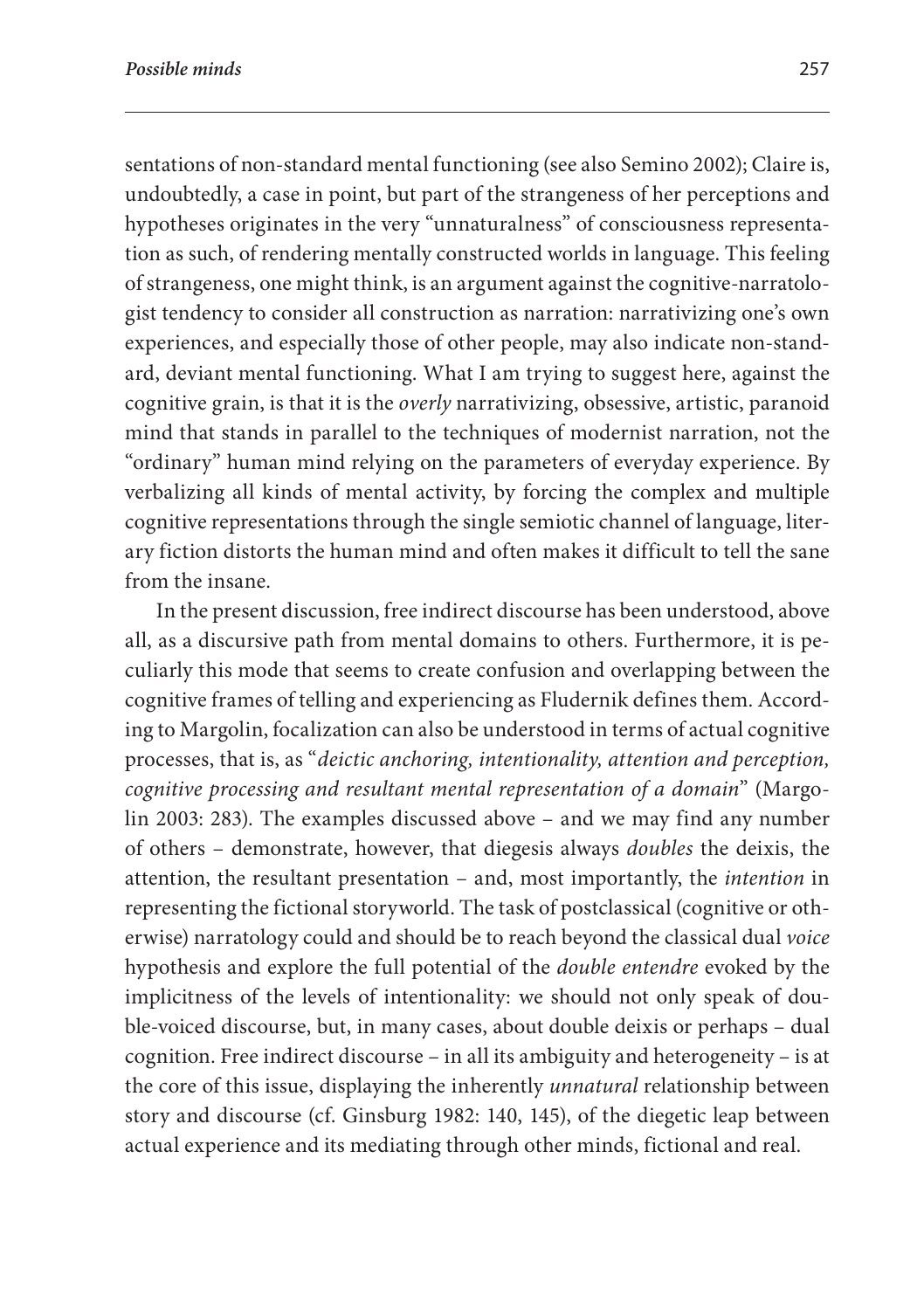sentations of non-standard mental functioning (see also Semino 2002); Claire is, undoubtedly, a case in point, but part of the strangeness of her perceptions and hypotheses originates in the very "unnaturalness" of consciousness representation as such, of rendering mentally constructed worlds in language. This feeling of strangeness, one might think, is an argument against the cognitive-narratologist tendency to consider all construction as narration: narrativizing one's own experiences, and especially those of other people, may also indicate non-standard, deviant mental functioning. What I am trying to suggest here, against the cognitive grain, is that it is the *overly* narrativizing, obsessive, artistic, paranoid mind that stands in parallel to the techniques of modernist narration, not the "ordinary" human mind relying on the parameters of everyday experience. By verbalizing all kinds of mental activity, by forcing the complex and multiple cognitive representations through the single semiotic channel of language, literary fiction distorts the human mind and often makes it difficult to tell the sane from the insane.

In the present discussion, free indirect discourse has been understood, above all, as a discursive path from mental domains to others. Furthermore, it is peculiarly this mode that seems to create confusion and overlapping between the cognitive frames of telling and experiencing as Fludernik defines them. According to Margolin, focalization can also be understood in terms of actual cognitive processes, that is, as "*deictic anchoring, intentionality, attention and perception, cognitive processing and resultant mental representation of a domain*" (Margolin 2003: 283). The examples discussed above – and we may find any number of others – demonstrate, however, that diegesis always *doubles* the deixis, the attention, the resultant presentation – and, most importantly, the *intention* in representing the fictional storyworld. The task of postclassical (cognitive or otherwise) narratology could and should be to reach beyond the classical dual *voice* hypothesis and explore the full potential of the *double entendre* evoked by the implicitness of the levels of intentionality: we should not only speak of double-voiced discourse, but, in many cases, about double deixis or perhaps – dual cognition. Free indirect discourse – in all its ambiguity and heterogeneity – is at the core of this issue, displaying the inherently *unnatural* relationship between story and discourse (cf. Ginsburg 1982: 140, 145), of the diegetic leap between actual experience and its mediating through other minds, fictional and real.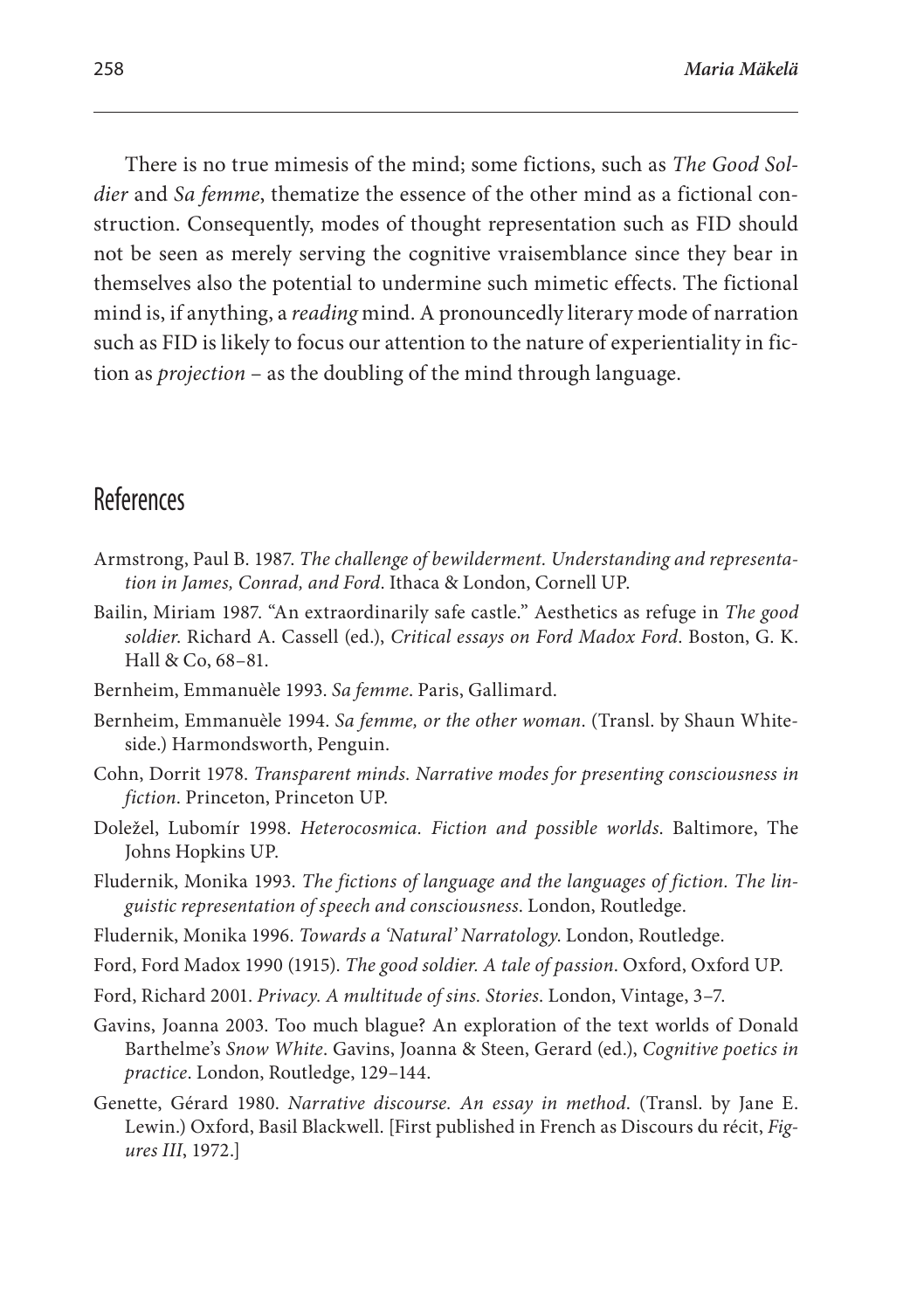There is no true mimesis of the mind; some fictions, such as *The Good Soldier* and *Sa femme*, thematize the essence of the other mind as a fictional construction. Consequently, modes of thought representation such as FID should not be seen as merely serving the cognitive vraisemblance since they bear in themselves also the potential to undermine such mimetic effects. The fictional mind is, if anything, a *reading* mind. A pronouncedly literary mode of narration such as FID is likely to focus our attention to the nature of experientiality in fiction as *projection* – as the doubling of the mind through language.

## References

Armstrong, Paul B. 1987. *The challenge of bewilderment. Understanding and representation in James, Conrad, and Ford*. Ithaca & London, Cornell UP.

Bailin, Miriam 1987. "An extraordinarily safe castle." Aesthetics as refuge in *The good soldier*. Richard A. Cassell (ed.), *Critical essays on Ford Madox Ford*. Boston, G. K. Hall & Co, 68–81.

Bernheim, Emmanuèle 1993. *Sa femme*. Paris, Gallimard.

Bernheim, Emmanuèle 1994. *Sa femme, or the other woman*. (Transl. by Shaun Whiteside.) Harmondsworth, Penguin.

Cohn, Dorrit 1978. *Transparent minds. Narrative modes for presenting consciousness in fiction*. Princeton, Princeton UP.

Doležel, Lubomír 1998. *Heterocosmica. Fiction and possible worlds*. Baltimore, The Johns Hopkins UP.

Fludernik, Monika 1993. *The fictions of language and the languages of fiction. The linguistic representation of speech and consciousness*. London, Routledge.

Fludernik, Monika 1996. *Towards a 'Natural' Narratology*. London, Routledge.

Ford, Ford Madox 1990 (1915). *The good soldier. A tale of passion*. Oxford, Oxford UP.

Ford, Richard 2001. *Privacy. A multitude of sins. Stories*. London, Vintage, 3–7.

Gavins, Joanna 2003. Too much blague? An exploration of the text worlds of Donald Barthelme's *Snow White*. Gavins, Joanna & Steen, Gerard (ed.), *Cognitive poetics in practice*. London, Routledge, 129–144.

Genette, Gérard 1980. *Narrative discourse. An essay in method*. (Transl. by Jane E. Lewin.) Oxford, Basil Blackwell. [First published in French as Discours du récit, *Figures III*, 1972.]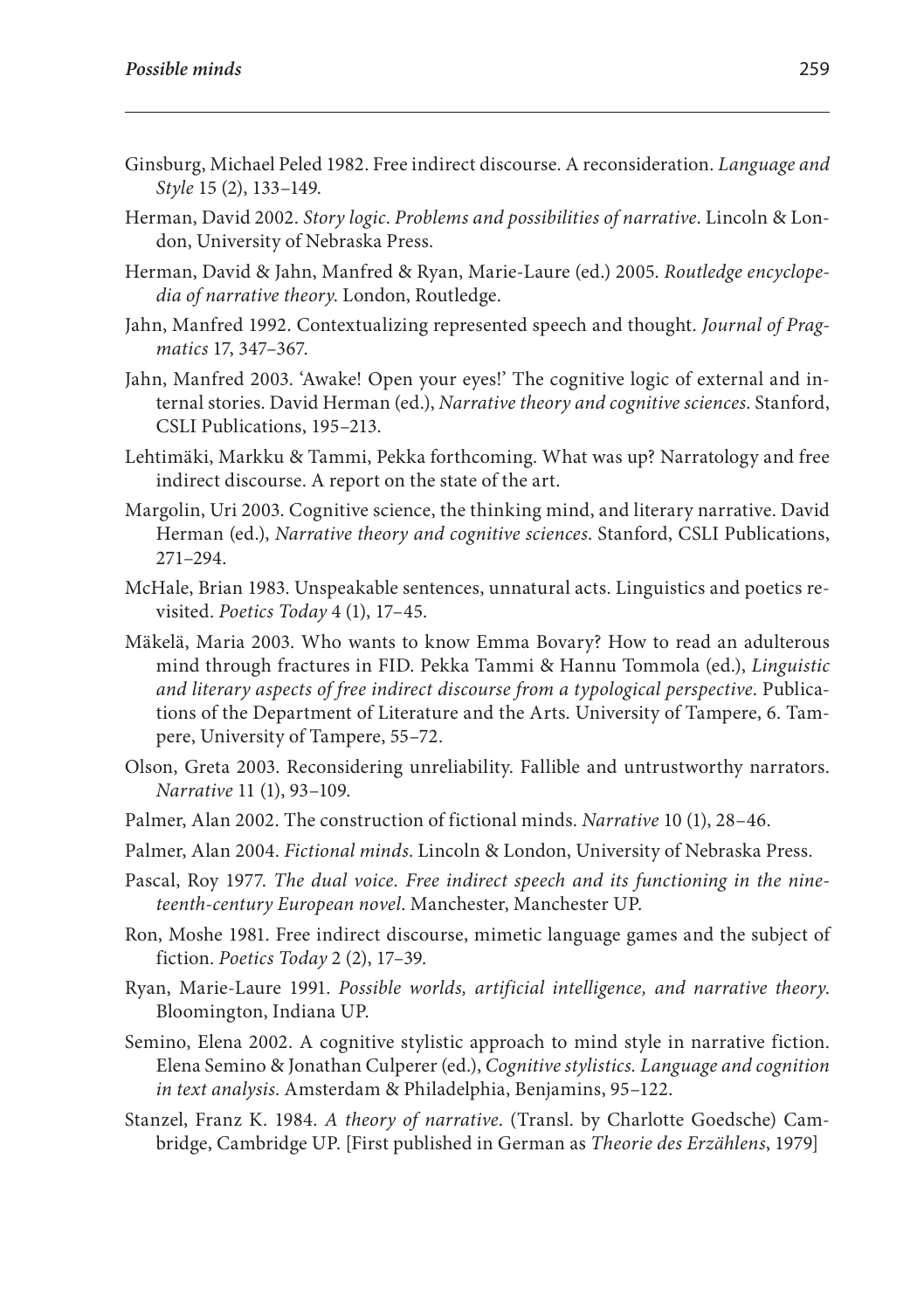Ginsburg, Michael Peled 1982. Free indirect discourse. A reconsideration. *Language and Style* 15 (2), 133–149.

Herman, David 2002. *Story logic. Problems and possibilities of narrative*. Lincoln & London, University of Nebraska Press.

Herman, David & Jahn, Manfred & Ryan, Marie-Laure (ed.) 2005. *Routledge encyclopedia of narrative theory*. London, Routledge.

Jahn, Manfred 1992. Contextualizing represented speech and thought. *Journal of Pragmatics* 17, 347–367.

Jahn, Manfred 2003. 'Awake! Open your eyes!' The cognitive logic of external and internal stories. David Herman (ed.), *Narrative theory and cognitive sciences*. Stanford, CSLI Publications, 195–213.

Lehtimäki, Markku & Tammi, Pekka forthcoming. What was up? Narratology and free indirect discourse. A report on the state of the art.

Margolin, Uri 2003. Cognitive science, the thinking mind, and literary narrative. David Herman (ed.), *Narrative theory and cognitive sciences*. Stanford, CSLI Publications, 271–294.

McHale, Brian 1983. Unspeakable sentences, unnatural acts. Linguistics and poetics revisited. *Poetics Today* 4 (1), 17–45.

Mäkelä, Maria 2003. Who wants to know Emma Bovary? How to read an adulterous mind through fractures in FID. Pekka Tammi & Hannu Tommola (ed.), *Linguistic and literary aspects of free indirect discourse from a typological perspective*. Publications of the Department of Literature and the Arts. University of Tampere, 6. Tampere, University of Tampere, 55–72.

Olson, Greta 2003. Reconsidering unreliability. Fallible and untrustworthy narrators. *Narrative* 11 (1), 93–109.

Palmer, Alan 2002. The construction of fictional minds. *Narrative* 10 (1), 28–46.

Palmer, Alan 2004. *Fictional minds*. Lincoln & London, University of Nebraska Press.

Pascal, Roy 1977. *The dual voice. Free indirect speech and its functioning in the nineteenth-century European novel*. Manchester, Manchester UP.

Ron, Moshe 1981. Free indirect discourse, mimetic language games and the subject of fiction. *Poetics Today* 2 (2), 17–39.

Ryan, Marie-Laure 1991. *Possible worlds, artificial intelligence, and narrative theory*. Bloomington, Indiana UP.

Semino, Elena 2002. A cognitive stylistic approach to mind style in narrative fiction. Elena Semino & Jonathan Culperer (ed.), *Cognitive stylistics. Language and cognition in text analysis*. Amsterdam & Philadelphia, Benjamins, 95–122.

Stanzel, Franz K. 1984. *A theory of narrative*. (Transl. by Charlotte Goedsche) Cambridge, Cambridge UP. [First published in German as *Theorie des Erzählens*, 1979]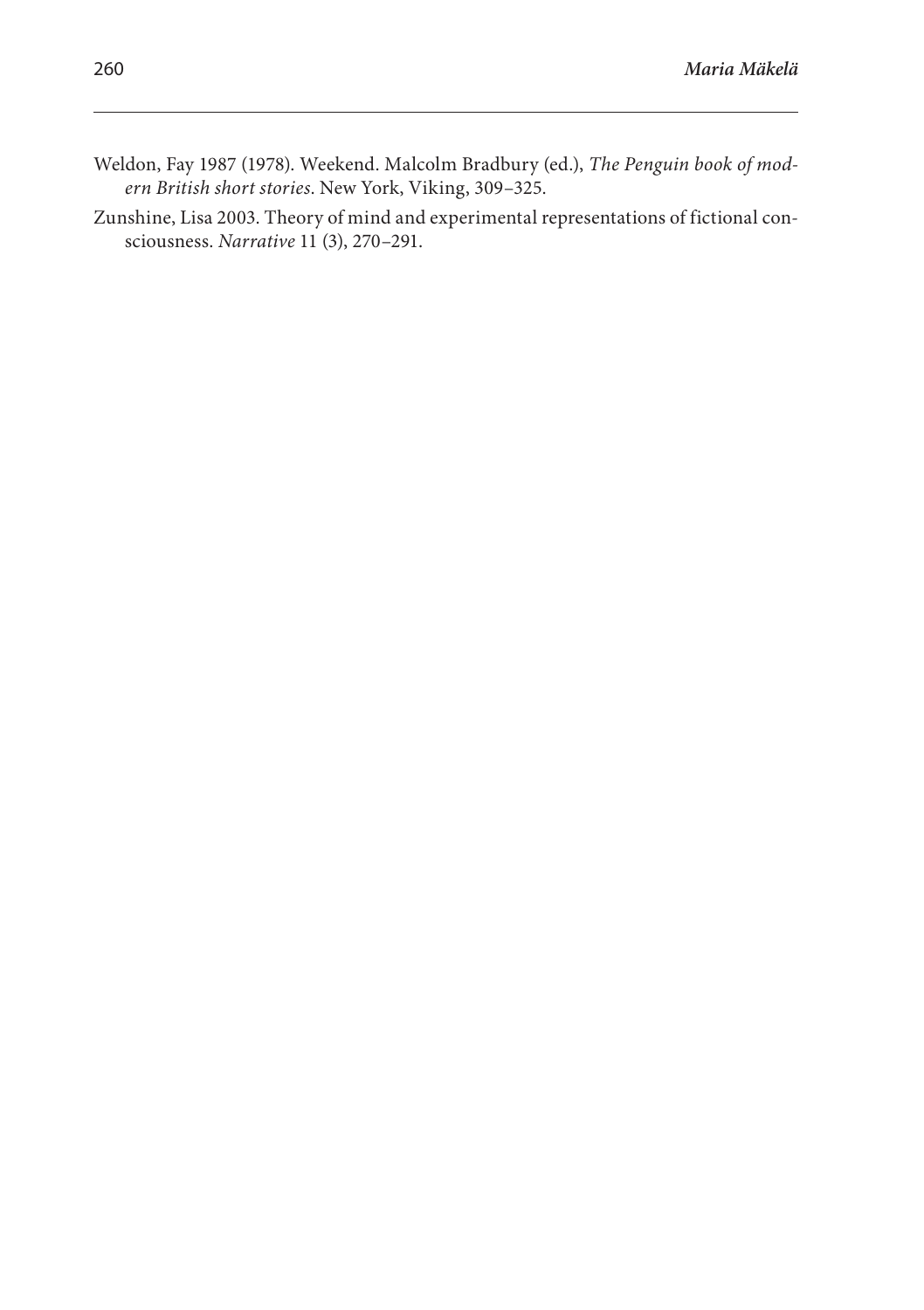Weldon, Fay 1987 (1978). Weekend. Malcolm Bradbury (ed.), *The Penguin book of modern British short stories*. New York, Viking, 309–325.

Zunshine, Lisa 2003. Theory of mind and experimental representations of fictional consciousness. *Narrative* 11 (3), 270–291.